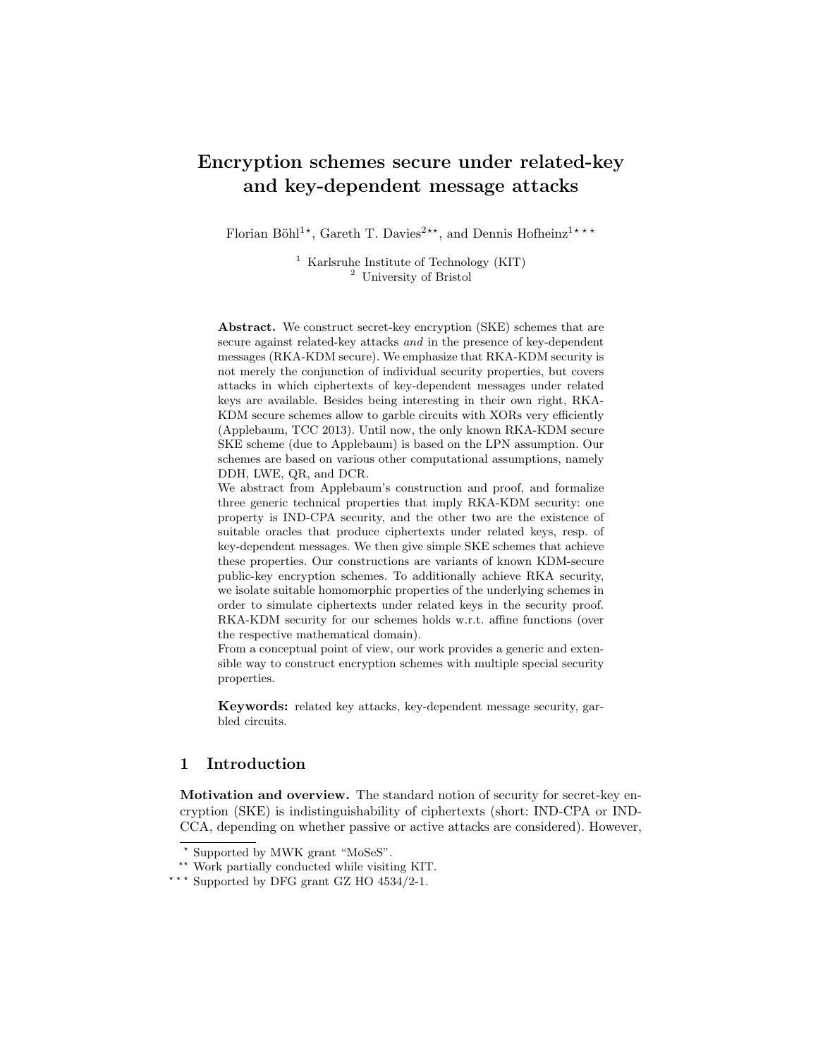# Encryption schemes secure under related-key and key-dependent message attacks

Florian Böhl[1,⋆], Gareth T. Davies[2,⋆⋆], and Dennis Hofheinz[1,⋆⋆⋆]

[1] Karlsruhe Institute of Technology (KIT)
[2] University of Bristol

**Abstract.** We construct secret-key encryption (SKE) schemes that are secure against related-key attacks *and* in the presence of key-dependent messages (RKA-KDM secure). We emphasize that RKA-KDM security is not merely the conjunction of individual security properties, but covers attacks in which ciphertexts of key-dependent messages under related keys are available. Besides being interesting in their own right, RKA-KDM secure schemes allow to garble circuits with XORs very efficiently (Applebaum, TCC 2013). Until now, the only known RKA-KDM secure SKE scheme (due to Applebaum) is based on the LPN assumption. Our schemes are based on various other computational assumptions, namely DDH, LWE, QR, and DCR.

We abstract from Applebaum's construction and proof, and formalize three generic technical properties that imply RKA-KDM security: one property is IND-CPA security, and the other two are the existence of suitable oracles that produce ciphertexts under related keys, resp. of key-dependent messages. We then give simple SKE schemes that achieve these properties. Our constructions are variants of known KDM-secure public-key encryption schemes. To additionally achieve RKA security, we isolate suitable homomorphic properties of the underlying schemes in order to simulate ciphertexts under related keys in the security proof. RKA-KDM security for our schemes holds w.r.t. affine functions (over the respective mathematical domain).

From a conceptual point of view, our work provides a generic and extensible way to construct encryption schemes with multiple special security properties.

**Keywords:** related key attacks, key-dependent message security, garbled circuits.

## 1 Introduction

**Motivation and overview.** The standard notion of security for secret-key encryption (SKE) is indistinguishability of ciphertexts (short: IND-CPA or IND-CCA, depending on whether passive or active attacks are considered). However,

---

⋆ Supported by MWK grant "MoSeS".

⋆⋆ Work partially conducted while visiting KIT.

⋆⋆⋆ Supported by DFG grant GZ HO 4534/2-1.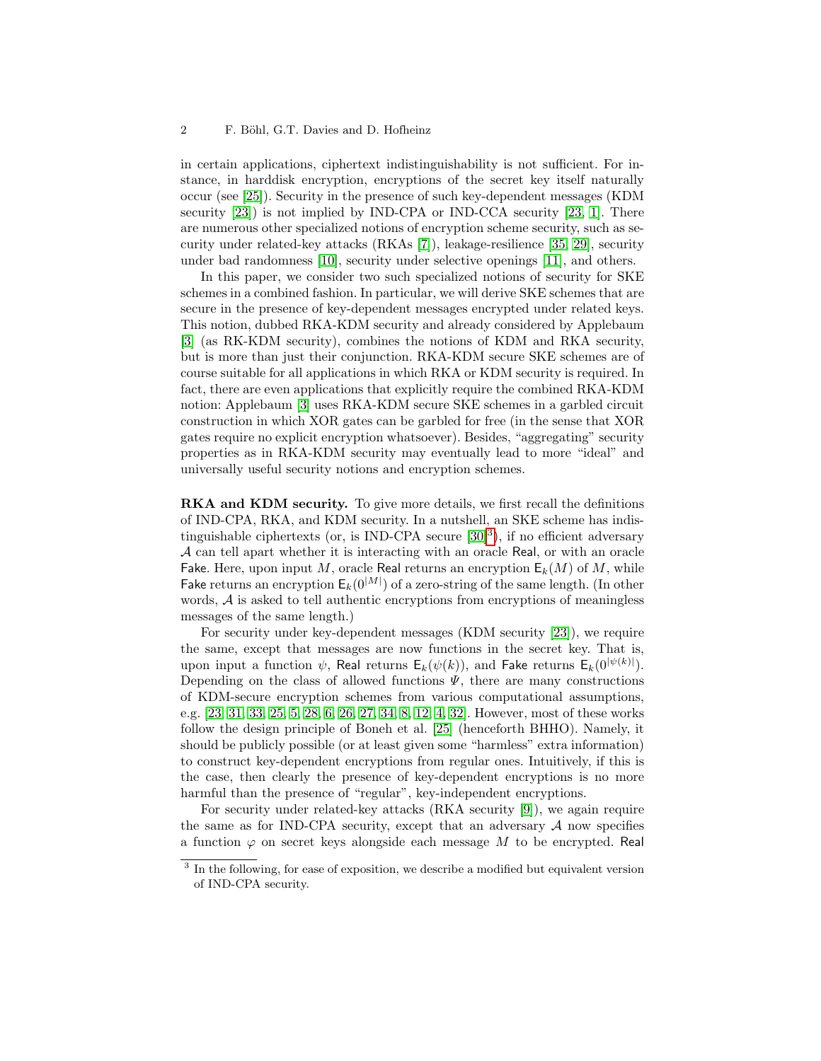in certain applications, ciphertext indistinguishability is not sufficient. For instance, in harddisk encryption, encryptions of the secret key itself naturally occur (see [25]). Security in the presence of such key-dependent messages (KDM security [23]) is not implied by IND-CPA or IND-CCA security [23, 1]. There are numerous other specialized notions of encryption scheme security, such as security under related-key attacks (RKAs [7]), leakage-resilience [35, 29], security under bad randomness [10], security under selective openings [11], and others.

In this paper, we consider two such specialized notions of security for SKE schemes in a combined fashion. In particular, we will derive SKE schemes that are secure in the presence of key-dependent messages encrypted under related keys. This notion, dubbed RKA-KDM security and already considered by Applebaum [3] (as RK-KDM security), combines the notions of KDM and RKA security, but is more than just their conjunction. RKA-KDM secure SKE schemes are of course suitable for all applications in which RKA or KDM security is required. In fact, there are even applications that explicitly require the combined RKA-KDM notion: Applebaum [3] uses RKA-KDM secure SKE schemes in a garbled circuit construction in which XOR gates can be garbled for free (in the sense that XOR gates require no explicit encryption whatsoever). Besides, "aggregating" security properties as in RKA-KDM security may eventually lead to more "ideal" and universally useful security notions and encryption schemes.

**RKA and KDM security.** To give more details, we first recall the definitions of IND-CPA, RKA, and KDM security. In a nutshell, an SKE scheme has indistinguishable ciphertexts (or, is IND-CPA secure [30][3]), if no efficient adversary $\mathcal{A}$ can tell apart whether it is interacting with an oracle $\mathsf{Real}$, or with an oracle $\mathsf{Fake}$. Here, upon input $M$, oracle $\mathsf{Real}$ returns an encryption $\mathsf{E}_k(M)$ of $M$, while $\mathsf{Fake}$ returns an encryption $\mathsf{E}_k(0^{|M|})$ of a zero-string of the same length. (In other words, $\mathcal{A}$ is asked to tell authentic encryptions from encryptions of meaningless messages of the same length.)

For security under key-dependent messages (KDM security [23]), we require the same, except that messages are now functions in the secret key. That is, upon input a function $\psi$, $\mathsf{Real}$ returns $\mathsf{E}_k(\psi(k))$, and $\mathsf{Fake}$ returns $\mathsf{E}_k(0^{|\psi(k)|})$. Depending on the class of allowed functions $\Psi$, there are many constructions of KDM-secure encryption schemes from various computational assumptions, e.g. [23, 31, 33, 25, 5, 28, 6, 26, 27, 34, 8, 12, 4, 32]. However, most of these works follow the design principle of Boneh et al. [25] (henceforth BHHO). Namely, it should be publicly possible (or at least given some "harmless" extra information) to construct key-dependent encryptions from regular ones. Intuitively, if this is the case, then clearly the presence of key-dependent encryptions is no more harmful than the presence of "regular", key-independent encryptions.

For security under related-key attacks (RKA security [9]), we again require the same as for IND-CPA security, except that an adversary $\mathcal{A}$ now specifies a function $\varphi$ on secret keys alongside each message $M$ to be encrypted. $\mathsf{Real}$

[3] In the following, for ease of exposition, we describe a modified but equivalent version of IND-CPA security.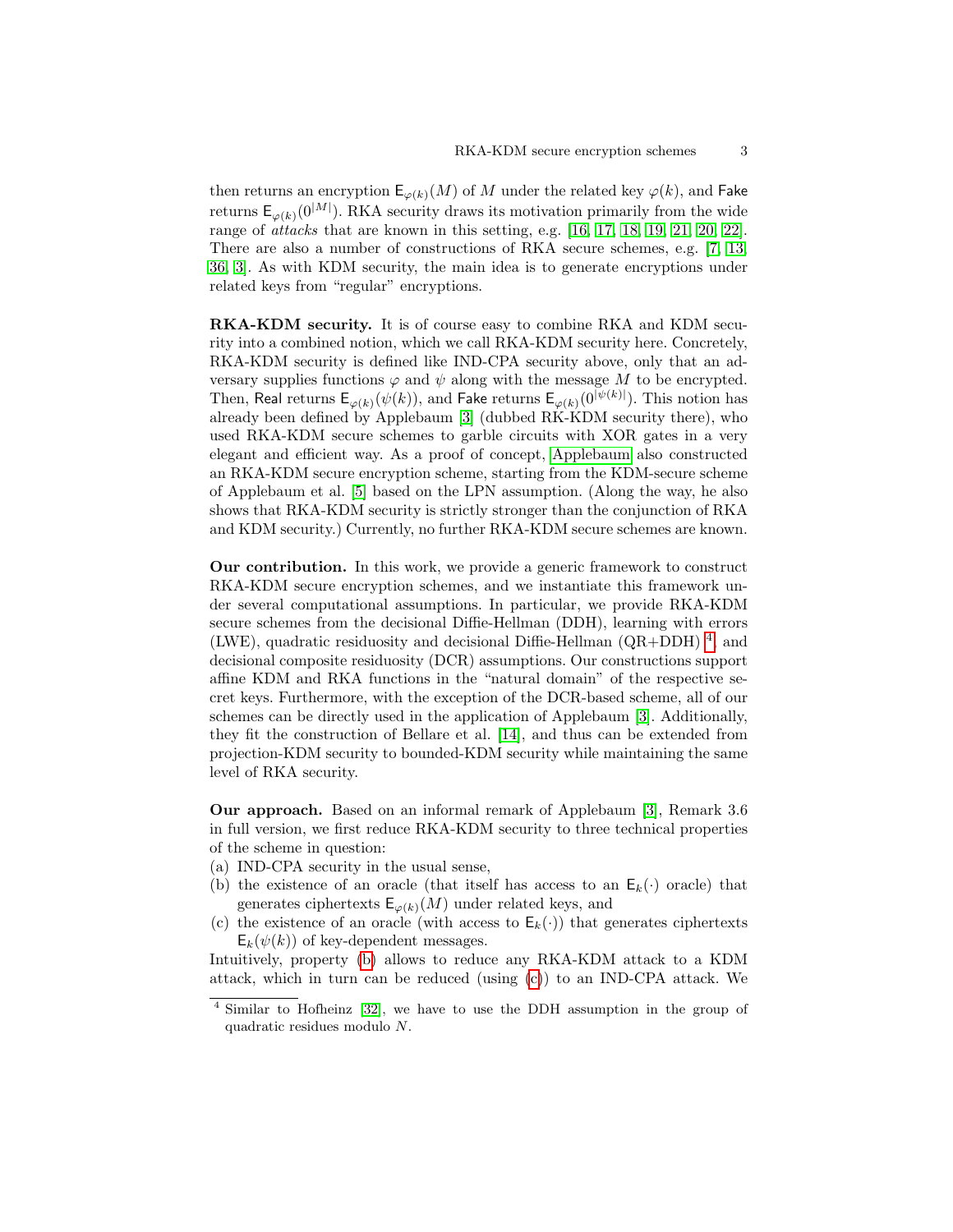then returns an encryption $\mathsf{E}_{\varphi(k)}(M)$ of $M$ under the related key $\varphi(k)$, and Fake returns $\mathsf{E}_{\varphi(k)}(0^{|M|})$. RKA security draws its motivation primarily from the wide range of *attacks* that are known in this setting, e.g. [16, 17, 18, 19, 21, 20, 22]. There are also a number of constructions of RKA secure schemes, e.g. [7, 13, 36, 3]. As with KDM security, the main idea is to generate encryptions under related keys from "regular" encryptions.

**RKA-KDM security.** It is of course easy to combine RKA and KDM security into a combined notion, which we call RKA-KDM security here. Concretely, RKA-KDM security is defined like IND-CPA security above, only that an adversary supplies functions $\varphi$ and $\psi$ along with the message $M$ to be encrypted. Then, Real returns $\mathsf{E}_{\varphi(k)}(\psi(k))$, and Fake returns $\mathsf{E}_{\varphi(k)}(0^{|\psi(k)|})$. This notion has already been defined by Applebaum [3] (dubbed RK-KDM security there), who used RKA-KDM secure schemes to garble circuits with XOR gates in a very elegant and efficient way. As a proof of concept, Applebaum also constructed an RKA-KDM secure encryption scheme, starting from the KDM-secure scheme of Applebaum et al. [5] based on the LPN assumption. (Along the way, he also shows that RKA-KDM security is strictly stronger than the conjunction of RKA and KDM security.) Currently, no further RKA-KDM secure schemes are known.

**Our contribution.** In this work, we provide a generic framework to construct RKA-KDM secure encryption schemes, and we instantiate this framework under several computational assumptions. In particular, we provide RKA-KDM secure schemes from the decisional Diffie-Hellman (DDH), learning with errors (LWE), quadratic residuosity and decisional Diffie-Hellman (QR+DDH) [4], and decisional composite residuosity (DCR) assumptions. Our constructions support affine KDM and RKA functions in the "natural domain" of the respective secret keys. Furthermore, with the exception of the DCR-based scheme, all of our schemes can be directly used in the application of Applebaum [3]. Additionally, they fit the construction of Bellare et al. [14], and thus can be extended from projection-KDM security to bounded-KDM security while maintaining the same level of RKA security.

**Our approach.** Based on an informal remark of Applebaum [3], Remark 3.6 in full version, we first reduce RKA-KDM security to three technical properties of the scheme in question:

(a) IND-CPA security in the usual sense,

(b) the existence of an oracle (that itself has access to an $\mathsf{E}_k(\cdot)$ oracle) that generates ciphertexts $\mathsf{E}_{\varphi(k)}(M)$ under related keys, and

(c) the existence of an oracle (with access to $\mathsf{E}_k(\cdot)$) that generates ciphertexts $\mathsf{E}_k(\psi(k))$ of key-dependent messages.

Intuitively, property (b) allows to reduce any RKA-KDM attack to a KDM attack, which in turn can be reduced (using (c)) to an IND-CPA attack. We

[4] Similar to Hofheinz [32], we have to use the DDH assumption in the group of quadratic residues modulo $N$.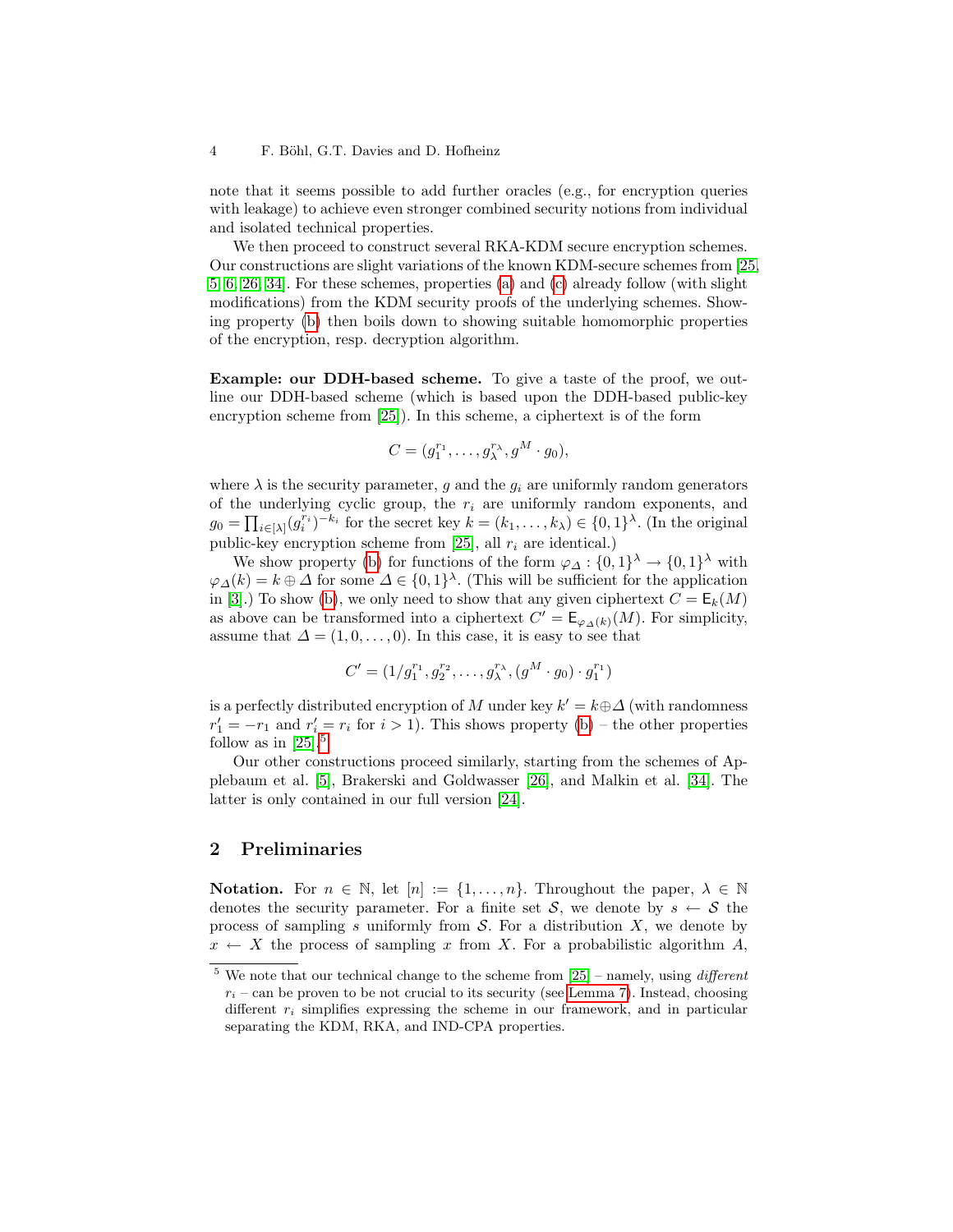note that it seems possible to add further oracles (e.g., for encryption queries with leakage) to achieve even stronger combined security notions from individual and isolated technical properties.

We then proceed to construct several RKA-KDM secure encryption schemes. Our constructions are slight variations of the known KDM-secure schemes from [25, 5, 6, 26, 34]. For these schemes, properties (a) and (c) already follow (with slight modifications) from the KDM security proofs of the underlying schemes. Showing property (b) then boils down to showing suitable homomorphic properties of the encryption, resp. decryption algorithm.

**Example: our DDH-based scheme.** To give a taste of the proof, we outline our DDH-based scheme (which is based upon the DDH-based public-key encryption scheme from [25]). In this scheme, a ciphertext is of the form

$$C = (g_1^{r_1}, \dots, g_\lambda^{r_\lambda}, g^M \cdot g_0),$$

where $\lambda$ is the security parameter, $g$ and the $g_i$ are uniformly random generators of the underlying cyclic group, the $r_i$ are uniformly random exponents, and $g_0 = \prod_{i \in [\lambda]} (g_i^{r_i})^{-k_i}$ for the secret key $k = (k_1, \dots, k_\lambda) \in \{0,1\}^\lambda$. (In the original public-key encryption scheme from [25], all $r_i$ are identical.)

We show property (b) for functions of the form $\varphi_\Delta : \{0,1\}^\lambda \to \{0,1\}^\lambda$ with $\varphi_\Delta(k) = k \oplus \Delta$ for some $\Delta \in \{0,1\}^\lambda$. (This will be sufficient for the application in [3].) To show (b), we only need to show that any given ciphertext $C = \mathsf{E}_k(M)$ as above can be transformed into a ciphertext $C' = \mathsf{E}_{\varphi_\Delta(k)}(M)$. For simplicity, assume that $\Delta = (1, 0, \dots, 0)$. In this case, it is easy to see that

$$C' = (1/g_1^{r_1}, g_2^{r_2}, \dots, g_\lambda^{r_\lambda}, (g^M \cdot g_0) \cdot g_1^{r_1})$$

is a perfectly distributed encryption of $M$ under key $k' = k \oplus \Delta$ (with randomness $r_1' = -r_1$ and $r_i' = r_i$ for $i > 1$). This shows property (b) – the other properties follow as in [25].[5]

Our other constructions proceed similarly, starting from the schemes of Applebaum et al. [5], Brakerski and Goldwasser [26], and Malkin et al. [34]. The latter is only contained in our full version [24].

## 2 Preliminaries

**Notation.** For $n \in \mathbb{N}$, let $[n] := \{1, \dots, n\}$. Throughout the paper, $\lambda \in \mathbb{N}$ denotes the security parameter. For a finite set $\mathcal{S}$, we denote by $s \leftarrow \mathcal{S}$ the process of sampling $s$ uniformly from $\mathcal{S}$. For a distribution $X$, we denote by $x \leftarrow X$ the process of sampling $x$ from $X$. For a probabilistic algorithm $A$,

---

[5] We note that our technical change to the scheme from [25] – namely, using *different* $r_i$ – can be proven to be not crucial to its security (see Lemma 7). Instead, choosing different $r_i$ simplifies expressing the scheme in our framework, and in particular separating the KDM, RKA, and IND-CPA properties.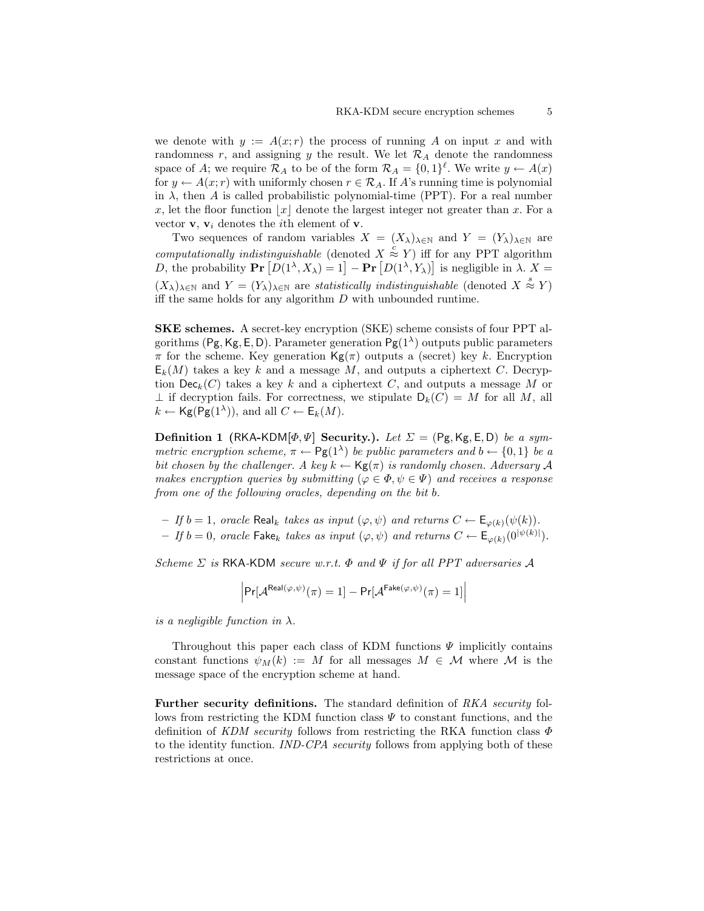we denote with $y := A(x; r)$ the process of running $A$ on input $x$ and with randomness $r$, and assigning $y$ the result. We let $\mathcal{R}_A$ denote the randomness space of $A$; we require $\mathcal{R}_A$ to be of the form $\mathcal{R}_A = \{0,1\}^\ell$. We write $y \leftarrow A(x)$ for $y \leftarrow A(x; r)$ with uniformly chosen $r \in \mathcal{R}_A$. If $A$'s running time is polynomial in $\lambda$, then $A$ is called probabilistic polynomial-time (PPT). For a real number $x$, let the floor function $\lfloor x \rfloor$ denote the largest integer not greater than $x$. For a vector $\mathbf{v}$, $\mathbf{v}_i$ denotes the $i$th element of $\mathbf{v}$.

Two sequences of random variables $X = (X_\lambda)_{\lambda \in \mathbb{N}}$ and $Y = (Y_\lambda)_{\lambda \in \mathbb{N}}$ are *computationally indistinguishable* (denoted $X \stackrel{c}{\approx} Y$) iff for any PPT algorithm $D$, the probability $\mathbf{Pr}\left[D(1^\lambda, X_\lambda) = 1\right] - \mathbf{Pr}\left[D(1^\lambda, Y_\lambda)\right]$ is negligible in $\lambda$. $X = (X_\lambda)_{\lambda \in \mathbb{N}}$ and $Y = (Y_\lambda)_{\lambda \in \mathbb{N}}$ are *statistically indistinguishable* (denoted $X \stackrel{s}{\approx} Y$) iff the same holds for any algorithm $D$ with unbounded runtime.

**SKE schemes.** A secret-key encryption (SKE) scheme consists of four PPT algorithms $(\mathsf{Pg}, \mathsf{Kg}, \mathsf{E}, \mathsf{D})$. Parameter generation $\mathsf{Pg}(1^\lambda)$ outputs public parameters $\pi$ for the scheme. Key generation $\mathsf{Kg}(\pi)$ outputs a (secret) key $k$. Encryption $\mathsf{E}_k(M)$ takes a key $k$ and a message $M$, and outputs a ciphertext $C$. Decryption $\mathsf{Dec}_k(C)$ takes a key $k$ and a ciphertext $C$, and outputs a message $M$ or $\perp$ if decryption fails. For correctness, we stipulate $\mathsf{D}_k(C) = M$ for all $M$, all $k \leftarrow \mathsf{Kg}(\mathsf{Pg}(1^\lambda))$, and all $C \leftarrow \mathsf{E}_k(M)$.

**Definition 1 ($\mathsf{RKA\text{-}KDM}[\Phi, \Psi]$ Security.).** *Let $\Sigma = (\mathsf{Pg}, \mathsf{Kg}, \mathsf{E}, \mathsf{D})$ be a symmetric encryption scheme, $\pi \leftarrow \mathsf{Pg}(1^\lambda)$ be public parameters and $b \leftarrow \{0,1\}$ be a bit chosen by the challenger. A key $k \leftarrow \mathsf{Kg}(\pi)$ is randomly chosen. Adversary $\mathcal{A}$ makes encryption queries by submitting $(\varphi \in \Phi, \psi \in \Psi)$ and receives a response from one of the following oracles, depending on the bit $b$.*

- *If $b = 1$, oracle $\mathsf{Real}_k$ takes as input $(\varphi, \psi)$ and returns $C \leftarrow \mathsf{E}_{\varphi(k)}(\psi(k))$.*
- *If $b = 0$, oracle $\mathsf{Fake}_k$ takes as input $(\varphi, \psi)$ and returns $C \leftarrow \mathsf{E}_{\varphi(k)}(0^{|\psi(k)|})$.*

*Scheme $\Sigma$ is $\mathsf{RKA\text{-}KDM}$ secure w.r.t. $\Phi$ and $\Psi$ if for all PPT adversaries $\mathcal{A}$*

$$\left|\Pr[\mathcal{A}^{\mathsf{Real}(\varphi,\psi)}(\pi) = 1] - \Pr[\mathcal{A}^{\mathsf{Fake}(\varphi,\psi)}(\pi) = 1]\right|$$

*is a negligible function in $\lambda$.*

Throughout this paper each class of KDM functions $\Psi$ implicitly contains constant functions $\psi_M(k) := M$ for all messages $M \in \mathcal{M}$ where $\mathcal{M}$ is the message space of the encryption scheme at hand.

**Further security definitions.** The standard definition of *RKA security* follows from restricting the KDM function class $\Psi$ to constant functions, and the definition of *KDM security* follows from restricting the RKA function class $\Phi$ to the identity function. *IND-CPA security* follows from applying both of these restrictions at once.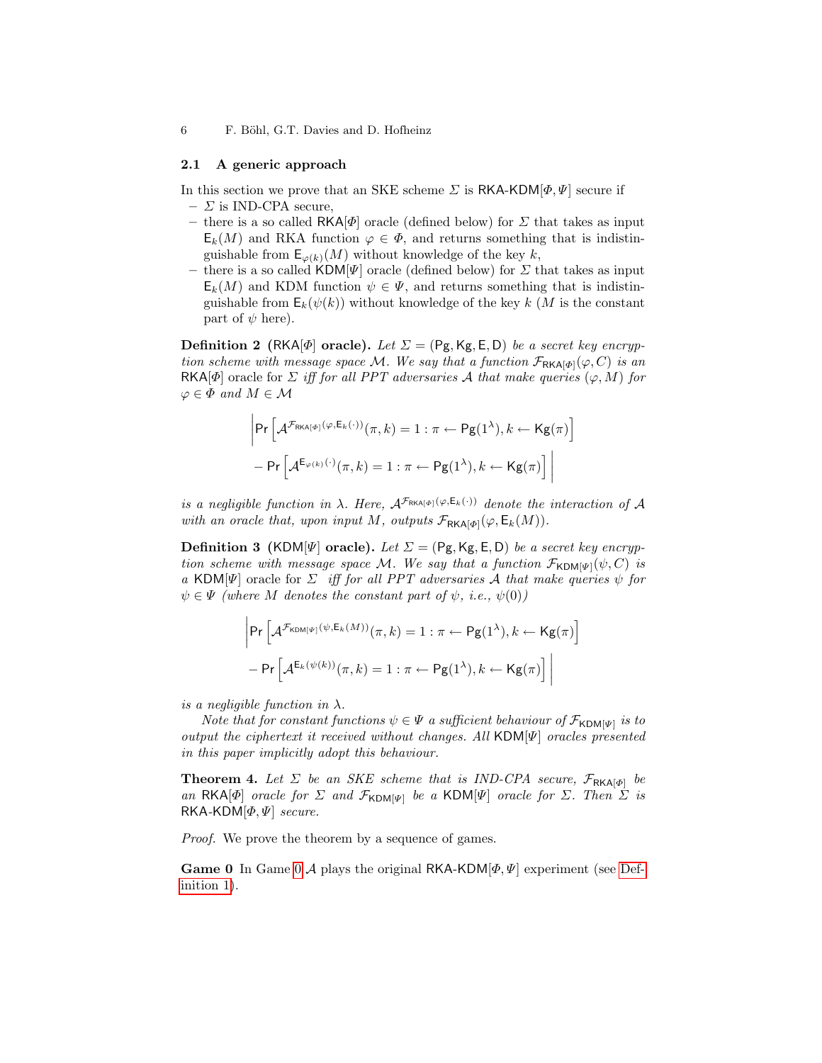### 2.1 A generic approach

In this section we prove that an SKE scheme $\Sigma$ is $\mathsf{RKA\text{-}KDM}[\Phi, \Psi]$ secure if

- $\Sigma$ is IND-CPA secure,
- there is a so called $\mathsf{RKA}[\Phi]$ oracle (defined below) for $\Sigma$ that takes as input $\mathsf{E}_k(M)$ and RKA function $\varphi \in \Phi$, and returns something that is indistinguishable from $\mathsf{E}_{\varphi(k)}(M)$ without knowledge of the key $k$,
- there is a so called $\mathsf{KDM}[\Psi]$ oracle (defined below) for $\Sigma$ that takes as input $\mathsf{E}_k(M)$ and KDM function $\psi \in \Psi$, and returns something that is indistinguishable from $\mathsf{E}_k(\psi(k))$ without knowledge of the key $k$ ($M$ is the constant part of $\psi$ here).

**Definition 2** **($\mathsf{RKA}[\Phi]$ oracle).** *Let $\Sigma = (\mathsf{Pg}, \mathsf{Kg}, \mathsf{E}, \mathsf{D})$ be a secret key encryption scheme with message space $\mathcal{M}$. We say that a function $\mathcal{F}_{\mathsf{RKA}[\Phi]}(\varphi, C)$ is an $\mathsf{RKA}[\Phi]$ oracle for $\Sigma$ iff for all PPT adversaries $\mathcal{A}$ that make queries $(\varphi, M)$ for $\varphi \in \Phi$ and $M \in \mathcal{M}$*

$$\left| \Pr\left[\mathcal{A}^{\mathcal{F}_{\mathsf{RKA}[\Phi]}(\varphi, \mathsf{E}_k(\cdot))}(\pi, k) = 1 : \pi \leftarrow \mathsf{Pg}(1^\lambda), k \leftarrow \mathsf{Kg}(\pi)\right] \right.$$
$$\left. - \Pr\left[\mathcal{A}^{\mathsf{E}_{\varphi(k)}(\cdot)}(\pi, k) = 1 : \pi \leftarrow \mathsf{Pg}(1^\lambda), k \leftarrow \mathsf{Kg}(\pi)\right] \right|$$

*is a negligible function in $\lambda$. Here, $\mathcal{A}^{\mathcal{F}_{\mathsf{RKA}[\Phi]}(\varphi, \mathsf{E}_k(\cdot))}$ denote the interaction of $\mathcal{A}$ with an oracle that, upon input $M$, outputs $\mathcal{F}_{\mathsf{RKA}[\Phi]}(\varphi, \mathsf{E}_k(M))$.*

**Definition 3** **($\mathsf{KDM}[\Psi]$ oracle).** *Let $\Sigma = (\mathsf{Pg}, \mathsf{Kg}, \mathsf{E}, \mathsf{D})$ be a secret key encryption scheme with message space $\mathcal{M}$. We say that a function $\mathcal{F}_{\mathsf{KDM}[\Psi]}(\psi, C)$ is a $\mathsf{KDM}[\Psi]$ oracle for $\Sigma$ iff for all PPT adversaries $\mathcal{A}$ that make queries $\psi$ for $\psi \in \Psi$ (where $M$ denotes the constant part of $\psi$, i.e., $\psi(0)$)*

$$\left| \Pr\left[\mathcal{A}^{\mathcal{F}_{\mathsf{KDM}[\Psi]}(\psi, \mathsf{E}_k(M))}(\pi, k) = 1 : \pi \leftarrow \mathsf{Pg}(1^\lambda), k \leftarrow \mathsf{Kg}(\pi)\right] \right.$$
$$\left. - \Pr\left[\mathcal{A}^{\mathsf{E}_k(\psi(k))}(\pi, k) = 1 : \pi \leftarrow \mathsf{Pg}(1^\lambda), k \leftarrow \mathsf{Kg}(\pi)\right] \right|$$

*is a negligible function in $\lambda$.*

*Note that for constant functions $\psi \in \Psi$ a sufficient behaviour of $\mathcal{F}_{\mathsf{KDM}[\Psi]}$ is to output the ciphertext it received without changes. All $\mathsf{KDM}[\Psi]$ oracles presented in this paper implicitly adopt this behaviour.*

**Theorem 4.** *Let $\Sigma$ be an SKE scheme that is IND-CPA secure, $\mathcal{F}_{\mathsf{RKA}[\Phi]}$ be an $\mathsf{RKA}[\Phi]$ oracle for $\Sigma$ and $\mathcal{F}_{\mathsf{KDM}[\Psi]}$ be a $\mathsf{KDM}[\Psi]$ oracle for $\Sigma$. Then $\Sigma$ is $\mathsf{RKA\text{-}KDM}[\Phi, \Psi]$ secure.*

*Proof.* We prove the theorem by a sequence of games.

**Game 0** In Game 0 $\mathcal{A}$ plays the original $\mathsf{RKA\text{-}KDM}[\Phi, \Psi]$ experiment (see Definition 1).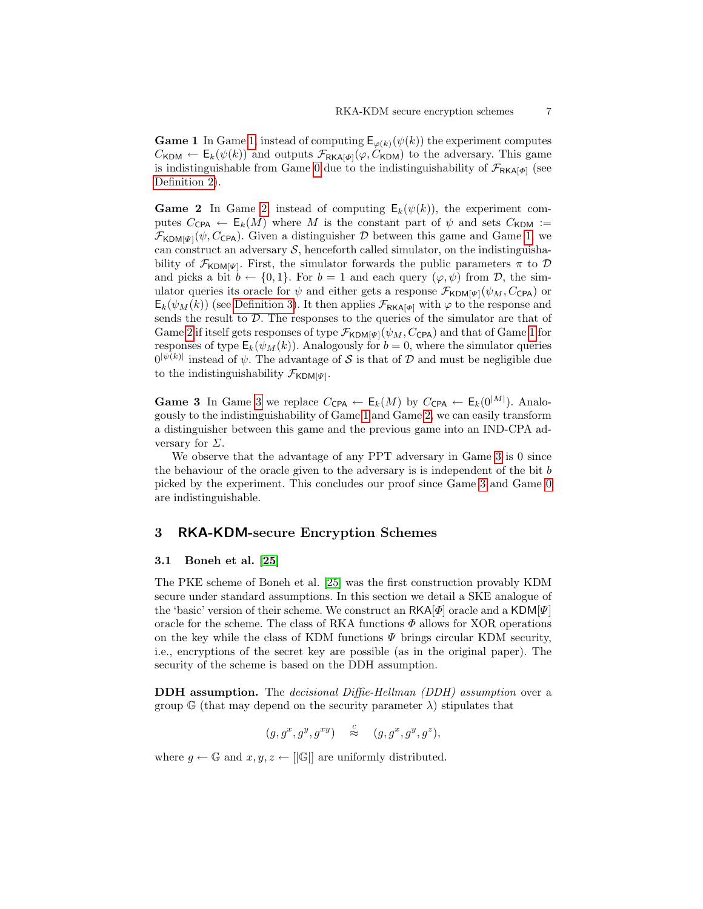**Game 1** In Game 1, instead of computing $\mathsf{E}_{\varphi(k)}(\psi(k))$ the experiment computes $C_{\mathsf{KDM}} \leftarrow \mathsf{E}_k(\psi(k))$ and outputs $\mathcal{F}_{\mathsf{RKA}[\Phi]}(\varphi, C_{\mathsf{KDM}})$ to the adversary. This game is indistinguishable from Game 0 due to the indistinguishability of $\mathcal{F}_{\mathsf{RKA}[\Phi]}$ (see Definition 2).

**Game 2** In Game 2 instead of computing $\mathsf{E}_k(\psi(k))$, the experiment computes $C_{\mathsf{CPA}} \leftarrow \mathsf{E}_k(M)$ where $M$ is the constant part of $\psi$ and sets $C_{\mathsf{KDM}} := \mathcal{F}_{\mathsf{KDM}[\Psi]}(\psi, C_{\mathsf{CPA}})$. Given a distinguisher $\mathcal{D}$ between this game and Game 1, we can construct an adversary $\mathcal{S}$, henceforth called simulator, on the indistinguishability of $\mathcal{F}_{\mathsf{KDM}[\Psi]}$. First, the simulator forwards the public parameters $\pi$ to $\mathcal{D}$ and picks a bit $b \leftarrow \{0,1\}$. For $b = 1$ and each query $(\varphi, \psi)$ from $\mathcal{D}$, the simulator queries its oracle for $\psi$ and either gets a response $\mathcal{F}_{\mathsf{KDM}[\Psi]}(\psi_M, C_{\mathsf{CPA}})$ or $\mathsf{E}_k(\psi_M(k))$ (see Definition 3). It then applies $\mathcal{F}_{\mathsf{RKA}[\Phi]}$ with $\varphi$ to the response and sends the result to $\mathcal{D}$. The responses to the queries of the simulator are that of Game 2 if itself gets responses of type $\mathcal{F}_{\mathsf{KDM}[\Psi]}(\psi_M, C_{\mathsf{CPA}})$ and that of Game 1 for responses of type $\mathsf{E}_k(\psi_M(k))$. Analogously for $b = 0$, where the simulator queries $0^{|\psi(k)|}$ instead of $\psi$. The advantage of $\mathcal{S}$ is that of $\mathcal{D}$ and must be negligible due to the indistinguishability $\mathcal{F}_{\mathsf{KDM}[\Psi]}$.

**Game 3** In Game 3 we replace $C_{\mathsf{CPA}} \leftarrow \mathsf{E}_k(M)$ by $C_{\mathsf{CPA}} \leftarrow \mathsf{E}_k(0^{|M|})$. Analogously to the indistinguishability of Game 1 and Game 2, we can easily transform a distinguisher between this game and the previous game into an IND-CPA adversary for $\Sigma$.

We observe that the advantage of any PPT adversary in Game 3 is 0 since the behaviour of the oracle given to the adversary is is independent of the bit $b$ picked by the experiment. This concludes our proof since Game 3 and Game 0 are indistinguishable.

## 3 RKA-KDM-secure Encryption Schemes

### 3.1 Boneh et al. [25]

The PKE scheme of Boneh et al. [25] was the first construction provably KDM secure under standard assumptions. In this section we detail a SKE analogue of the 'basic' version of their scheme. We construct an $\mathsf{RKA}[\Phi]$ oracle and a $\mathsf{KDM}[\Psi]$ oracle for the scheme. The class of RKA functions $\Phi$ allows for XOR operations on the key while the class of KDM functions $\Psi$ brings circular KDM security, i.e., encryptions of the secret key are possible (as in the original paper). The security of the scheme is based on the DDH assumption.

**DDH assumption.** The *decisional Diffie-Hellman (DDH) assumption* over a group $\mathbb{G}$ (that may depend on the security parameter $\lambda$) stipulates that

$$(g, g^x, g^y, g^{xy}) \quad \overset{c}{\approx} \quad (g, g^x, g^y, g^z),$$

where $g \leftarrow \mathbb{G}$ and $x, y, z \leftarrow [|\mathbb{G}|]$ are uniformly distributed.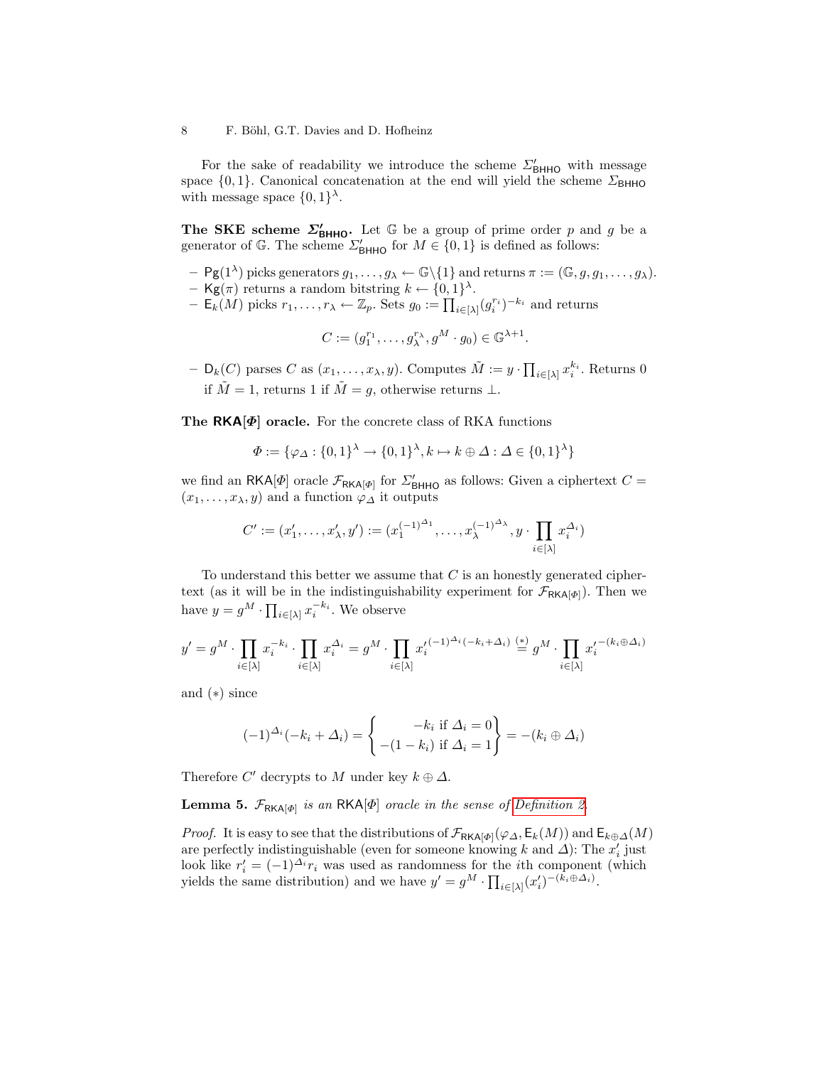For the sake of readability we introduce the scheme $\Sigma'_{\mathsf{BHHO}}$ with message space $\{0,1\}$. Canonical concatenation at the end will yield the scheme $\Sigma_{\mathsf{BHHO}}$ with message space $\{0,1\}^\lambda$.

**The SKE scheme $\Sigma'_{\mathsf{BHHO}}$.** Let $\mathbb{G}$ be a group of prime order $p$ and $g$ be a generator of $\mathbb{G}$. The scheme $\Sigma'_{\mathsf{BHHO}}$ for $M \in \{0,1\}$ is defined as follows:

- $\mathsf{Pg}(1^\lambda)$ picks generators $g_1, \ldots, g_\lambda \leftarrow \mathbb{G}\backslash\{1\}$ and returns $\pi := (\mathbb{G}, g, g_1, \ldots, g_\lambda)$.
- $\mathsf{Kg}(\pi)$ returns a random bitstring $k \leftarrow \{0,1\}^\lambda$.
- $\mathsf{E}_k(M)$ picks $r_1, \ldots, r_\lambda \leftarrow \mathbb{Z}_p$. Sets $g_0 := \prod_{i\in[\lambda]}(g_i^{r_i})^{-k_i}$ and returns

$$C := (g_1^{r_1}, \ldots, g_\lambda^{r_\lambda}, g^M \cdot g_0) \in \mathbb{G}^{\lambda+1}.$$

- $\mathsf{D}_k(C)$ parses $C$ as $(x_1, \ldots, x_\lambda, y)$. Computes $\tilde{M} := y \cdot \prod_{i\in[\lambda]} x_i^{k_i}$. Returns 0 if $\tilde{M} = 1$, returns 1 if $\tilde{M} = g$, otherwise returns $\perp$.

**The $\mathsf{RKA}[\Phi]$ oracle.** For the concrete class of RKA functions

$$\Phi := \{\varphi_\Delta : \{0,1\}^\lambda \to \{0,1\}^\lambda, k \mapsto k \oplus \Delta : \Delta \in \{0,1\}^\lambda\}$$

we find an $\mathsf{RKA}[\Phi]$ oracle $\mathcal{F}_{\mathsf{RKA}[\Phi]}$ for $\Sigma'_{\mathsf{BHHO}}$ as follows: Given a ciphertext $C = (x_1, \ldots, x_\lambda, y)$ and a function $\varphi_\Delta$ it outputs

$$C' := (x'_1, \ldots, x'_\lambda, y') := (x_1^{(-1)^{\Delta_1}}, \ldots, x_\lambda^{(-1)^{\Delta_\lambda}}, y \cdot \prod_{i\in[\lambda]} x_i^{\Delta_i})$$

To understand this better we assume that $C$ is an honestly generated ciphertext (as it will be in the indistinguishability experiment for $\mathcal{F}_{\mathsf{RKA}[\Phi]}$). Then we have $y = g^M \cdot \prod_{i\in[\lambda]} x_i^{-k_i}$. We observe

$$y' = g^M \cdot \prod_{i\in[\lambda]} x_i^{-k_i} \cdot \prod_{i\in[\lambda]} x_i^{\Delta_i} = g^M \cdot \prod_{i\in[\lambda]} {x'_i}^{(-1)^{\Delta_i}(-k_i+\Delta_i)} \overset{(*)}{=} g^M \cdot \prod_{i\in[\lambda]} {x'_i}^{-(k_i\oplus\Delta_i)}$$

and $(*)$ since

$$(-1)^{\Delta_i}(-k_i + \Delta_i) = \begin{Bmatrix} -k_i \text{ if } \Delta_i = 0 \\ -(1-k_i) \text{ if } \Delta_i = 1 \end{Bmatrix} = -(k_i \oplus \Delta_i)$$

Therefore $C'$ decrypts to $M$ under key $k \oplus \Delta$.

**Lemma 5.** *$\mathcal{F}_{\mathsf{RKA}[\Phi]}$ is an $\mathsf{RKA}[\Phi]$ oracle in the sense of Definition 2.*

*Proof.* It is easy to see that the distributions of $\mathcal{F}_{\mathsf{RKA}[\Phi]}(\varphi_\Delta, \mathsf{E}_k(M))$ and $\mathsf{E}_{k\oplus\Delta}(M)$ are perfectly indistinguishable (even for someone knowing $k$ and $\Delta$): The $x'_i$ just look like $r'_i = (-1)^{\Delta_i} r_i$ was used as randomness for the $i$th component (which yields the same distribution) and we have $y' = g^M \cdot \prod_{i\in[\lambda]}(x'_i)^{-(k_i\oplus\Delta_i)}$.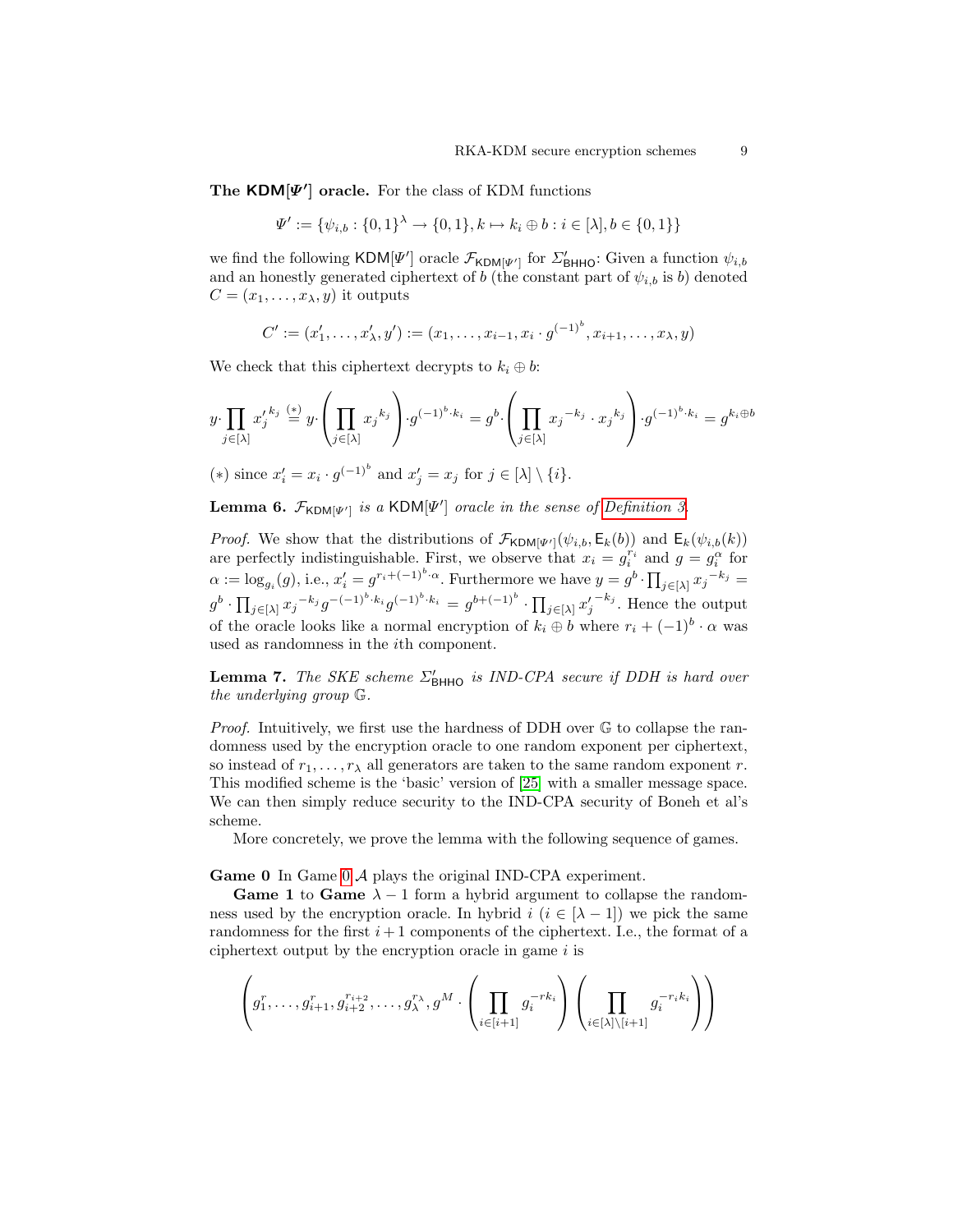**The $\mathsf{KDM}[\Psi']$ oracle.** For the class of KDM functions

$$\Psi' := \{\psi_{i,b} : \{0,1\}^\lambda \to \{0,1\}, k \mapsto k_i \oplus b : i \in [\lambda], b \in \{0,1\}\}$$

we find the following $\mathsf{KDM}[\Psi']$ oracle $\mathcal{F}_{\mathsf{KDM}[\Psi']}$ for $\Sigma'_{\mathsf{BHHO}}$: Given a function $\psi_{i,b}$ and an honestly generated ciphertext of $b$ (the constant part of $\psi_{i,b}$ is $b$) denoted $C = (x_1, \ldots, x_\lambda, y)$ it outputs

$$C' := (x'_1, \ldots, x'_\lambda, y') := (x_1, \ldots, x_{i-1}, x_i \cdot g^{(-1)^b}, x_{i+1}, \ldots, x_\lambda, y)$$

We check that this ciphertext decrypts to $k_i \oplus b$:

$$y \cdot \prod_{j\in[\lambda]} {x'_j}^{k_j} \overset{(*)}{=} y \cdot \left( \prod_{j\in[\lambda]} {x_j}^{k_j} \right) \cdot g^{(-1)^b \cdot k_i} = g^b \cdot \left( \prod_{j\in[\lambda]} {x_j}^{-k_j} \cdot {x_j}^{k_j} \right) \cdot g^{(-1)^b \cdot k_i} = g^{k_i \oplus b}$$

$(*)$ since $x'_i = x_i \cdot g^{(-1)^b}$ and $x'_j = x_j$ for $j \in [\lambda] \setminus \{i\}$.

**Lemma 6.** *$\mathcal{F}_{\mathsf{KDM}[\Psi']}$ is a $\mathsf{KDM}[\Psi']$ oracle in the sense of Definition 3.*

*Proof.* We show that the distributions of $\mathcal{F}_{\mathsf{KDM}[\Psi']}(\psi_{i,b}, \mathsf{E}_k(b))$ and $\mathsf{E}_k(\psi_{i,b}(k))$ are perfectly indistinguishable. First, we observe that $x_i = g_i^{r_i}$ and $g = g_i^\alpha$ for $\alpha := \log_{g_i}(g)$, i.e., $x'_i = g^{r_i + (-1)^b \cdot \alpha}$. Furthermore we have $y = g^b \cdot \prod_{j\in[\lambda]} {x_j}^{-k_j} = g^b \cdot \prod_{j\in[\lambda]} {x_j}^{-k_j} g^{-(-1)^b \cdot k_i} g^{(-1)^b \cdot k_i} = g^{b+(-1)^b} \cdot \prod_{j\in[\lambda]} {x'_j}^{-k_j}$. Hence the output of the oracle looks like a normal encryption of $k_i \oplus b$ where $r_i + (-1)^b \cdot \alpha$ was used as randomness in the $i$th component.

**Lemma 7.** *The SKE scheme $\Sigma'_{\mathsf{BHHO}}$ is IND-CPA secure if DDH is hard over the underlying group $\mathbb{G}$.*

*Proof.* Intuitively, we first use the hardness of DDH over $\mathbb{G}$ to collapse the randomness used by the encryption oracle to one random exponent per ciphertext, so instead of $r_1, \ldots, r_\lambda$ all generators are taken to the same random exponent $r$. This modified scheme is the 'basic' version of [25] with a smaller message space. We can then simply reduce security to the IND-CPA security of Boneh et al's scheme.

More concretely, we prove the lemma with the following sequence of games.

**Game 0** In Game 0 $\mathcal{A}$ plays the original IND-CPA experiment.

**Game 1** to **Game** $\lambda - 1$ form a hybrid argument to collapse the randomness used by the encryption oracle. In hybrid $i$ ($i \in [\lambda - 1]$) we pick the same randomness for the first $i+1$ components of the ciphertext. I.e., the format of a ciphertext output by the encryption oracle in game $i$ is

$$\left( g_1^r, \ldots, g_{i+1}^r, g_{i+2}^{r_{i+2}}, \ldots, g_\lambda^{r_\lambda}, g^M \cdot \left( \prod_{i\in[i+1]} g_i^{-rk_i} \right) \left( \prod_{i\in[\lambda]\setminus[i+1]} g_i^{-r_i k_i} \right) \right)$$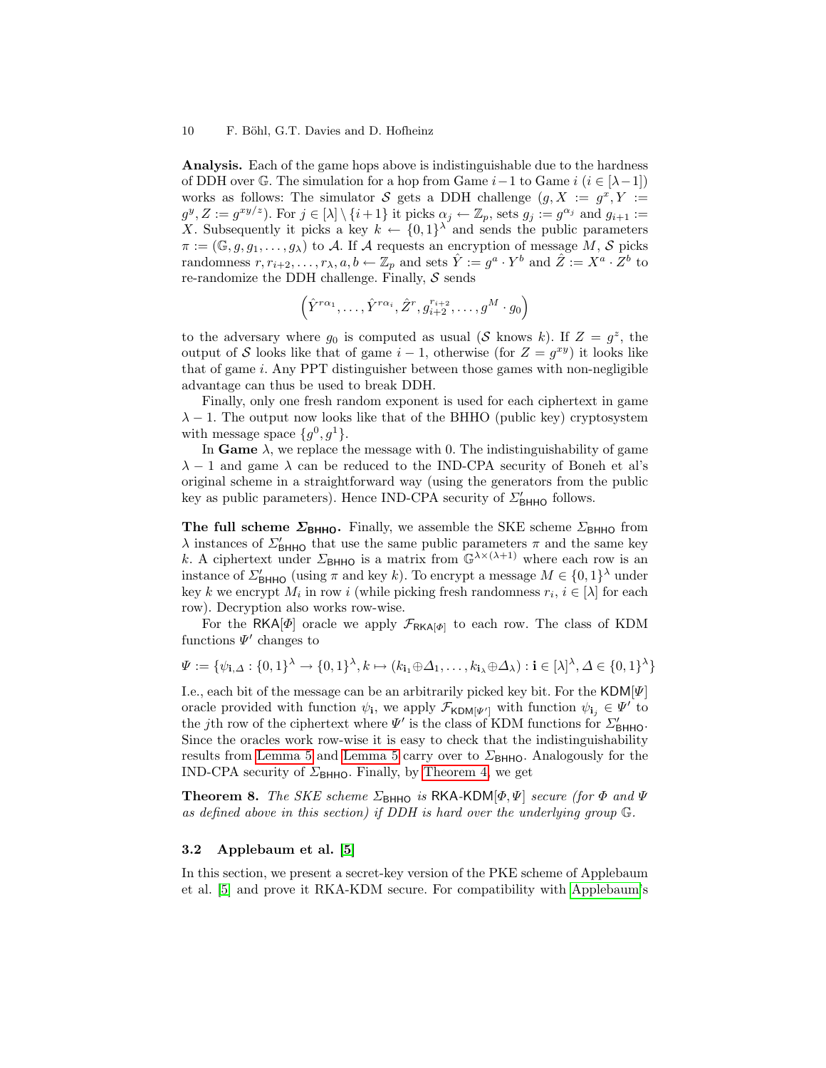**Analysis.** Each of the game hops above is indistinguishable due to the hardness of DDH over $\mathbb{G}$. The simulation for a hop from Game $i-1$ to Game $i$ ($i \in [\lambda-1]$) works as follows: The simulator $\mathcal{S}$ gets a DDH challenge $(g, X := g^x, Y := g^y, Z := g^{xy/z})$. For $j \in [\lambda] \setminus \{i+1\}$ it picks $\alpha_j \leftarrow \mathbb{Z}_p$, sets $g_j := g^{\alpha_j}$ and $g_{i+1} := X$. Subsequently it picks a key $k \leftarrow \{0,1\}^\lambda$ and sends the public parameters $\pi := (\mathbb{G}, g, g_1, \ldots, g_\lambda)$ to $\mathcal{A}$. If $\mathcal{A}$ requests an encryption of message $M$, $\mathcal{S}$ picks randomness $r, r_{i+2}, \ldots, r_\lambda, a, b \leftarrow \mathbb{Z}_p$ and sets $\hat{Y} := g^a \cdot Y^b$ and $\hat{Z} := X^a \cdot Z^b$ to re-randomize the DDH challenge. Finally, $\mathcal{S}$ sends

$$\left(\hat{Y}^{r\alpha_1}, \ldots, \hat{Y}^{r\alpha_i}, \hat{Z}^r, g_{i+2}^{r_{i+2}}, \ldots, g^M \cdot g_0\right)$$

to the adversary where $g_0$ is computed as usual ($\mathcal{S}$ knows $k$). If $Z = g^z$, the output of $\mathcal{S}$ looks like that of game $i-1$, otherwise (for $Z = g^{xy}$) it looks like that of game $i$. Any PPT distinguisher between those games with non-negligible advantage can thus be used to break DDH.

Finally, only one fresh random exponent is used for each ciphertext in game $\lambda - 1$. The output now looks like that of the BHHO (public key) cryptosystem with message space $\{g^0, g^1\}$.

In **Game** $\lambda$, we replace the message with 0. The indistinguishability of game $\lambda - 1$ and game $\lambda$ can be reduced to the IND-CPA security of Boneh et al's original scheme in a straightforward way (using the generators from the public key as public parameters). Hence IND-CPA security of $\Sigma'_{\mathsf{BHHO}}$ follows.

**The full scheme $\boldsymbol{\Sigma_{\mathsf{BHHO}}}$.** Finally, we assemble the SKE scheme $\Sigma_{\mathsf{BHHO}}$ from $\lambda$ instances of $\Sigma'_{\mathsf{BHHO}}$ that use the same public parameters $\pi$ and the same key $k$. A ciphertext under $\Sigma_{\mathsf{BHHO}}$ is a matrix from $\mathbb{G}^{\lambda \times (\lambda+1)}$ where each row is an instance of $\Sigma'_{\mathsf{BHHO}}$ (using $\pi$ and key $k$). To encrypt a message $M \in \{0,1\}^\lambda$ under key $k$ we encrypt $M_i$ in row $i$ (while picking fresh randomness $r_i$, $i \in [\lambda]$ for each row). Decryption also works row-wise.

For the $\mathsf{RKA}[\Phi]$ oracle we apply $\mathcal{F}_{\mathsf{RKA}[\Phi]}$ to each row. The class of KDM functions $\Psi'$ changes to

$$\Psi := \{\psi_{\mathbf{i},\Delta} : \{0,1\}^\lambda \to \{0,1\}^\lambda, k \mapsto (k_{\mathbf{i}_1} \oplus \Delta_1, \ldots, k_{\mathbf{i}_\lambda} \oplus \Delta_\lambda) : \mathbf{i} \in [\lambda]^\lambda, \Delta \in \{0,1\}^\lambda\}$$

I.e., each bit of the message can be an arbitrarily picked key bit. For the $\mathsf{KDM}[\Psi]$ oracle provided with function $\psi_{\mathbf{i}}$, we apply $\mathcal{F}_{\mathsf{KDM}[\Psi']}$ with function $\psi_{\mathbf{i}_j} \in \Psi'$ to the $j$th row of the ciphertext where $\Psi'$ is the class of KDM functions for $\Sigma'_{\mathsf{BHHO}}$. Since the oracles work row-wise it is easy to check that the indistinguishability results from Lemma 5 and Lemma 5 carry over to $\Sigma_{\mathsf{BHHO}}$. Analogously for the IND-CPA security of $\Sigma_{\mathsf{BHHO}}$. Finally, by Theorem 4, we get

**Theorem 8.** *The SKE scheme $\Sigma_{\mathsf{BHHO}}$ is $\mathsf{RKA}$-$\mathsf{KDM}[\Phi, \Psi]$ secure (for $\Phi$ and $\Psi$ as defined above in this section) if DDH is hard over the underlying group $\mathbb{G}$.*

### 3.2 Applebaum et al. [5]

In this section, we present a secret-key version of the PKE scheme of Applebaum et al. [5] and prove it RKA-KDM secure. For compatibility with Applebaum's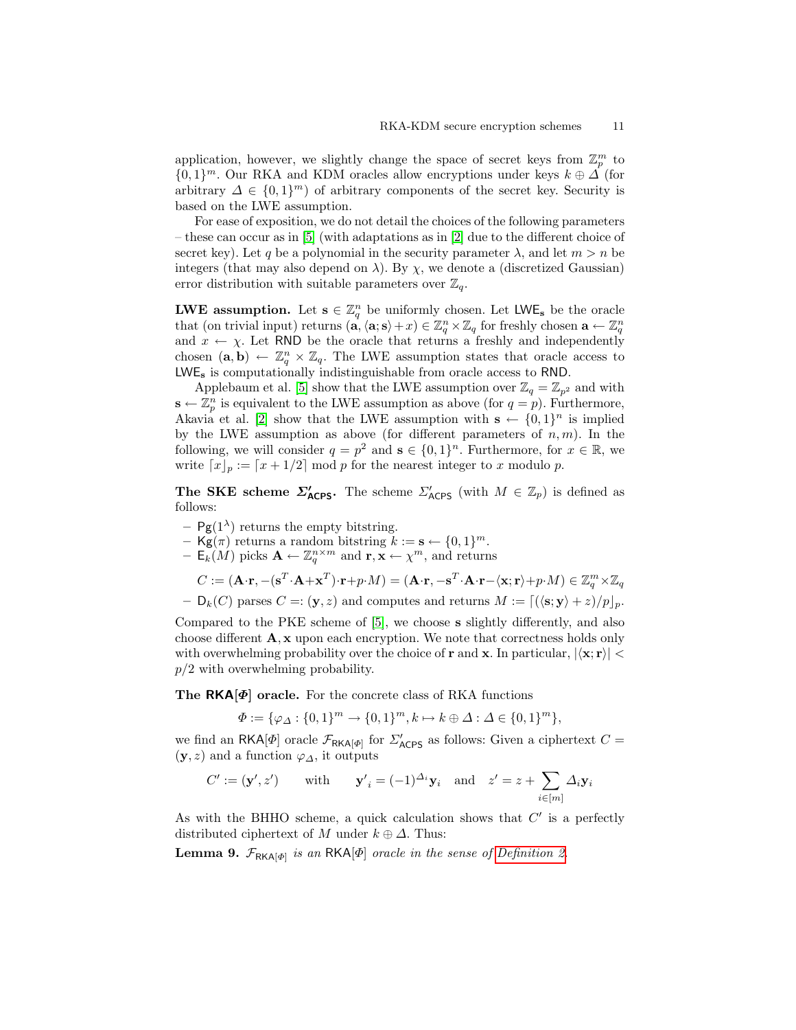application, however, we slightly change the space of secret keys from $\mathbb{Z}_p^m$ to $\{0,1\}^m$. Our RKA and KDM oracles allow encryptions under keys $k \oplus \Delta$ (for arbitrary $\Delta \in \{0,1\}^m$) of arbitrary components of the secret key. Security is based on the LWE assumption.

For ease of exposition, we do not detail the choices of the following parameters – these can occur as in [5] (with adaptations as in [2] due to the different choice of secret key). Let $q$ be a polynomial in the security parameter $\lambda$, and let $m > n$ be integers (that may also depend on $\lambda$). By $\chi$, we denote a (discretized Gaussian) error distribution with suitable parameters over $\mathbb{Z}_q$.

**LWE assumption.** Let $\mathbf{s} \in \mathbb{Z}_q^n$ be uniformly chosen. Let $\mathsf{LWE}_\mathbf{s}$ be the oracle that (on trivial input) returns $(\mathbf{a}, \langle \mathbf{a}; \mathbf{s}\rangle + x) \in \mathbb{Z}_q^n \times \mathbb{Z}_q$ for freshly chosen $\mathbf{a} \leftarrow \mathbb{Z}_q^n$ and $x \leftarrow \chi$. Let $\mathsf{RND}$ be the oracle that returns a freshly and independently chosen $(\mathbf{a}, \mathbf{b}) \leftarrow \mathbb{Z}_q^n \times \mathbb{Z}_q$. The LWE assumption states that oracle access to $\mathsf{LWE}_\mathbf{s}$ is computationally indistinguishable from oracle access to $\mathsf{RND}$.

Applebaum et al. [5] show that the LWE assumption over $\mathbb{Z}_q = \mathbb{Z}_{p^2}$ and with $\mathbf{s} \leftarrow \mathbb{Z}_p^n$ is equivalent to the LWE assumption as above (for $q = p$). Furthermore, Akavia et al. [2] show that the LWE assumption with $\mathbf{s} \leftarrow \{0,1\}^n$ is implied by the LWE assumption as above (for different parameters of $n, m$). In the following, we will consider $q = p^2$ and $\mathbf{s} \in \{0,1\}^n$. Furthermore, for $x \in \mathbb{R}$, we write $\lceil x \rfloor_p := \lceil x + 1/2 \rceil \bmod p$ for the nearest integer to $x$ modulo $p$.

**The SKE scheme $\Sigma'_{\mathsf{ACPS}}$.** The scheme $\Sigma'_{\mathsf{ACPS}}$ (with $M \in \mathbb{Z}_p$) is defined as follows:

- $\mathsf{Pg}(1^\lambda)$ returns the empty bitstring.
- $\mathsf{Kg}(\pi)$ returns a random bitstring $k := \mathbf{s} \leftarrow \{0,1\}^m$.
- $\mathsf{E}_k(M)$ picks $\mathbf{A} \leftarrow \mathbb{Z}_q^{n \times m}$ and $\mathbf{r}, \mathbf{x} \leftarrow \chi^m$, and returns

$$C := (\mathbf{A} \cdot \mathbf{r}, -(\mathbf{s}^T \cdot \mathbf{A} + \mathbf{x}^T) \cdot \mathbf{r} + p \cdot M) = (\mathbf{A} \cdot \mathbf{r}, -\mathbf{s}^T \cdot \mathbf{A} \cdot \mathbf{r} - \langle \mathbf{x}; \mathbf{r}\rangle + p \cdot M) \in \mathbb{Z}_q^m \times \mathbb{Z}_q$$

- $\mathsf{D}_k(C)$ parses $C =: (\mathbf{y}, z)$ and computes and returns $M := \lceil (\langle \mathbf{s}; \mathbf{y}\rangle + z)/p \rfloor_p$.

Compared to the PKE scheme of [5], we choose $\mathbf{s}$ slightly differently, and also choose different $\mathbf{A}, \mathbf{x}$ upon each encryption. We note that correctness holds only with overwhelming probability over the choice of $\mathbf{r}$ and $\mathbf{x}$. In particular, $|\langle \mathbf{x}; \mathbf{r}\rangle| < p/2$ with overwhelming probability.

**The $\mathsf{RKA}[\Phi]$ oracle.** For the concrete class of RKA functions

$$\Phi := \{\varphi_\Delta : \{0,1\}^m \to \{0,1\}^m, k \mapsto k \oplus \Delta : \Delta \in \{0,1\}^m\},$$

we find an $\mathsf{RKA}[\Phi]$ oracle $\mathcal{F}_{\mathsf{RKA}[\Phi]}$ for $\Sigma'_{\mathsf{ACPS}}$ as follows: Given a ciphertext $C = (\mathbf{y}, z)$ and a function $\varphi_\Delta$, it outputs

$$C' := (\mathbf{y}', z') \qquad \text{with} \qquad \mathbf{y}'_i = (-1)^{\Delta_i} \mathbf{y}_i \quad \text{and} \quad z' = z + \sum_{i \in [m]} \Delta_i \mathbf{y}_i$$

As with the BHHO scheme, a quick calculation shows that $C'$ is a perfectly distributed ciphertext of $M$ under $k \oplus \Delta$. Thus:

**Lemma 9.** *$\mathcal{F}_{\mathsf{RKA}[\Phi]}$ is an $\mathsf{RKA}[\Phi]$ oracle in the sense of Definition 2.*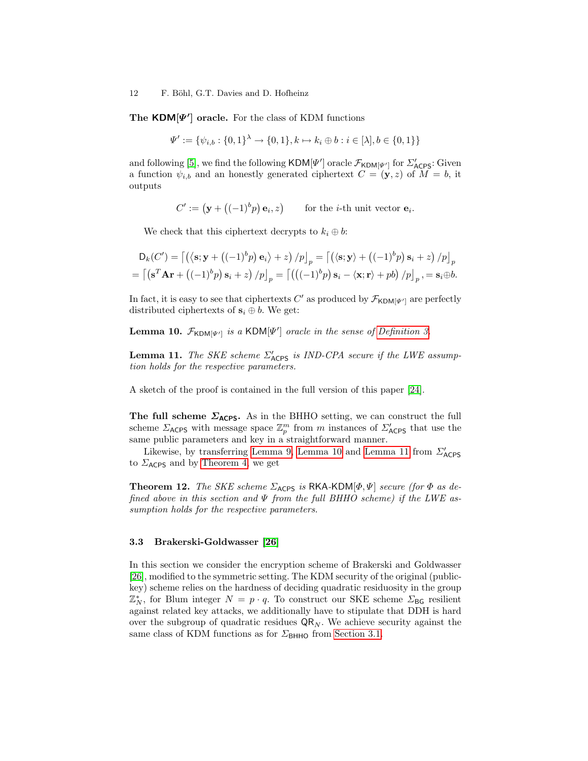**The $\mathsf{KDM}[\Psi']$ oracle.** For the class of KDM functions

$$\Psi' := \{\psi_{i,b} : \{0,1\}^\lambda \to \{0,1\}, k \mapsto k_i \oplus b : i \in [\lambda], b \in \{0,1\}\}$$

and following [5], we find the following $\mathsf{KDM}[\Psi']$ oracle $\mathcal{F}_{\mathsf{KDM}[\Psi']}$ for $\Sigma'_{\mathsf{ACPS}}$: Given a function $\psi_{i,b}$ and an honestly generated ciphertext $C = (\mathbf{y}, z)$ of $M = b$, it outputs

$$C' := \left(\mathbf{y} + \left((-1)^b p\right)\mathbf{e}_i, z\right) \qquad \text{for the } i\text{-th unit vector } \mathbf{e}_i.$$

We check that this ciphertext decrypts to $k_i \oplus b$:

$$\mathsf{D}_k(C') = \left\lceil \left(\left\langle \mathbf{s}; \mathbf{y} + \left((-1)^b p\right)\mathbf{e}_i\right\rangle + z\right)/p\right\rfloor_p = \left\lceil \left(\langle \mathbf{s}; \mathbf{y}\rangle + \left((-1)^b p\right)\mathbf{s}_i + z\right)/p\right\rfloor_p$$
$$= \left\lceil \left(\mathbf{s}^T\mathbf{A}\mathbf{r} + \left((-1)^b p\right)\mathbf{s}_i + z\right)/p\right\rfloor_p = \left\lceil \left(\left((-1)^b p\right)\mathbf{s}_i - \langle \mathbf{x}; \mathbf{r}\rangle + pb\right)/p\right\rfloor_p, = \mathbf{s}_i \oplus b.$$

In fact, it is easy to see that ciphertexts $C'$ as produced by $\mathcal{F}_{\mathsf{KDM}[\Psi']}$ are perfectly distributed ciphertexts of $\mathbf{s}_i \oplus b$. We get:

**Lemma 10.** *$\mathcal{F}_{\mathsf{KDM}[\Psi']}$ is a $\mathsf{KDM}[\Psi']$ oracle in the sense of Definition 3.*

**Lemma 11.** *The SKE scheme $\Sigma'_{\mathsf{ACPS}}$ is IND-CPA secure if the LWE assumption holds for the respective parameters.*

A sketch of the proof is contained in the full version of this paper [24].

**The full scheme $\Sigma_{\mathsf{ACPS}}$.** As in the BHHO setting, we can construct the full scheme $\Sigma_{\mathsf{ACPS}}$ with message space $\mathbb{Z}_p^m$ from $m$ instances of $\Sigma'_{\mathsf{ACPS}}$ that use the same public parameters and key in a straightforward manner.

Likewise, by transferring Lemma 9, Lemma 10 and Lemma 11 from $\Sigma'_{\mathsf{ACPS}}$ to $\Sigma_{\mathsf{ACPS}}$ and by Theorem 4, we get

**Theorem 12.** *The SKE scheme $\Sigma_{\mathsf{ACPS}}$ is $\mathsf{RKA}$-$\mathsf{KDM}[\Phi, \Psi]$ secure (for $\Phi$ as defined above in this section and $\Psi$ from the full BHHO scheme) if the LWE assumption holds for the respective parameters.*

### 3.3 Brakerski-Goldwasser [26]

In this section we consider the encryption scheme of Brakerski and Goldwasser [26], modified to the symmetric setting. The KDM security of the original (public-key) scheme relies on the hardness of deciding quadratic residuosity in the group $\mathbb{Z}_N^*$, for Blum integer $N = p \cdot q$. To construct our SKE scheme $\Sigma_{\mathsf{BG}}$ resilient against related key attacks, we additionally have to stipulate that DDH is hard over the subgroup of quadratic residues $\mathsf{QR}_N$. We achieve security against the same class of KDM functions as for $\Sigma_{\mathsf{BHHO}}$ from Section 3.1.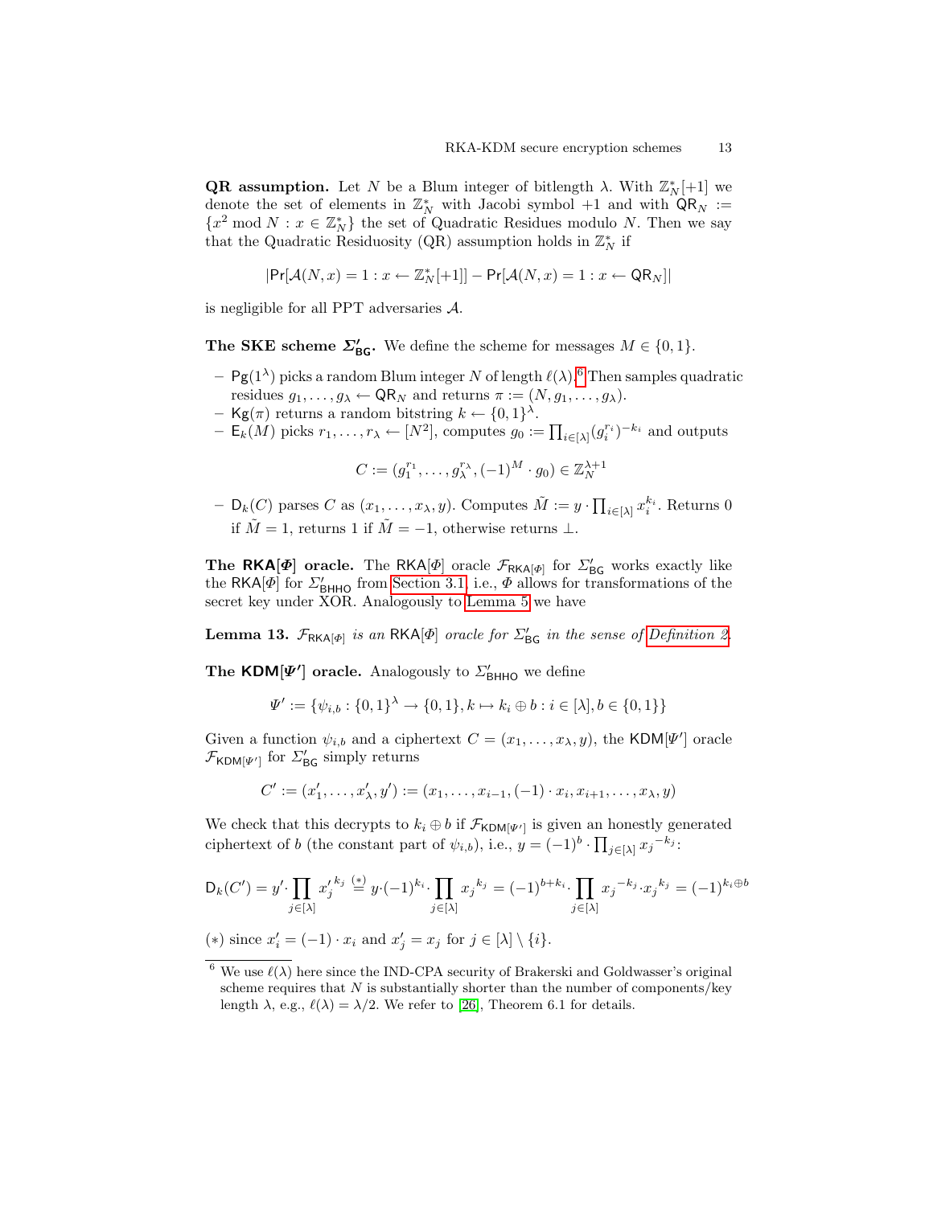**QR assumption.** Let $N$ be a Blum integer of bitlength $\lambda$. With $\mathbb{Z}_N^*[+1]$ we denote the set of elements in $\mathbb{Z}_N^*$ with Jacobi symbol $+1$ and with $\mathsf{QR}_N := \{x^2 \bmod N : x \in \mathbb{Z}_N^*\}$ the set of Quadratic Residues modulo $N$. Then we say that the Quadratic Residuosity (QR) assumption holds in $\mathbb{Z}_N^*$ if

$$|\Pr[\mathcal{A}(N,x) = 1 : x \leftarrow \mathbb{Z}_N^*[+1]] - \Pr[\mathcal{A}(N,x) = 1 : x \leftarrow \mathsf{QR}_N]|$$

is negligible for all PPT adversaries $\mathcal{A}$.

**The SKE scheme $\Sigma'_{\mathsf{BG}}$.** We define the scheme for messages $M \in \{0,1\}$.

- $\mathsf{Pg}(1^\lambda)$ picks a random Blum integer $N$ of length $\ell(\lambda)$.[6] Then samples quadratic residues $g_1, \ldots, g_\lambda \leftarrow \mathsf{QR}_N$ and returns $\pi := (N, g_1, \ldots, g_\lambda)$.
- $\mathsf{Kg}(\pi)$ returns a random bitstring $k \leftarrow \{0,1\}^\lambda$.
- $\mathsf{E}_k(M)$ picks $r_1, \ldots, r_\lambda \leftarrow [N^2]$, computes $g_0 := \prod_{i \in [\lambda]} (g_i^{r_i})^{-k_i}$ and outputs

$$C := (g_1^{r_1}, \ldots, g_\lambda^{r_\lambda}, (-1)^M \cdot g_0) \in \mathbb{Z}_N^{\lambda+1}$$

- $\mathsf{D}_k(C)$ parses $C$ as $(x_1, \ldots, x_\lambda, y)$. Computes $\tilde{M} := y \cdot \prod_{i \in [\lambda]} x_i^{k_i}$. Returns 0 if $\tilde{M} = 1$, returns 1 if $\tilde{M} = -1$, otherwise returns $\perp$.

**The $\mathsf{RKA}[\Phi]$ oracle.** The $\mathsf{RKA}[\Phi]$ oracle $\mathcal{F}_{\mathsf{RKA}[\Phi]}$ for $\Sigma'_{\mathsf{BG}}$ works exactly like the $\mathsf{RKA}[\Phi]$ for $\Sigma'_{\mathsf{BHHO}}$ from Section 3.1, i.e., $\Phi$ allows for transformations of the secret key under XOR. Analogously to Lemma 5 we have

**Lemma 13.** *$\mathcal{F}_{\mathsf{RKA}[\Phi]}$ is an $\mathsf{RKA}[\Phi]$ oracle for $\Sigma'_{\mathsf{BG}}$ in the sense of Definition 2.*

**The $\mathsf{KDM}[\Psi']$ oracle.** Analogously to $\Sigma'_{\mathsf{BHHO}}$ we define

$$\Psi' := \{\psi_{i,b} : \{0,1\}^\lambda \to \{0,1\}, k \mapsto k_i \oplus b : i \in [\lambda], b \in \{0,1\}\}$$

Given a function $\psi_{i,b}$ and a ciphertext $C = (x_1, \ldots, x_\lambda, y)$, the $\mathsf{KDM}[\Psi']$ oracle $\mathcal{F}_{\mathsf{KDM}[\Psi']}$ for $\Sigma'_{\mathsf{BG}}$ simply returns

$$C' := (x'_1, \ldots, x'_\lambda, y') := (x_1, \ldots, x_{i-1}, (-1) \cdot x_i, x_{i+1}, \ldots, x_\lambda, y)$$

We check that this decrypts to $k_i \oplus b$ if $\mathcal{F}_{\mathsf{KDM}[\Psi']}$ is given an honestly generated ciphertext of $b$ (the constant part of $\psi_{i,b}$), i.e., $y = (-1)^b \cdot \prod_{j \in [\lambda]} {x_j}^{-k_j}$:

$$\mathsf{D}_k(C') = y' \cdot \prod_{j \in [\lambda]} {x'_j}^{k_j} \overset{(*)}{=} y \cdot (-1)^{k_i} \cdot \prod_{j \in [\lambda]} {x_j}^{k_j} = (-1)^{b+k_i} \cdot \prod_{j \in [\lambda]} {x_j}^{-k_j} \cdot {x_j}^{k_j} = (-1)^{k_i \oplus b}$$

$(*)$ since $x'_i = (-1) \cdot x_i$ and $x'_j = x_j$ for $j \in [\lambda] \setminus \{i\}$.

[6] We use $\ell(\lambda)$ here since the IND-CPA security of Brakerski and Goldwasser's original scheme requires that $N$ is substantially shorter than the number of components/key length $\lambda$, e.g., $\ell(\lambda) = \lambda/2$. We refer to [26], Theorem 6.1 for details.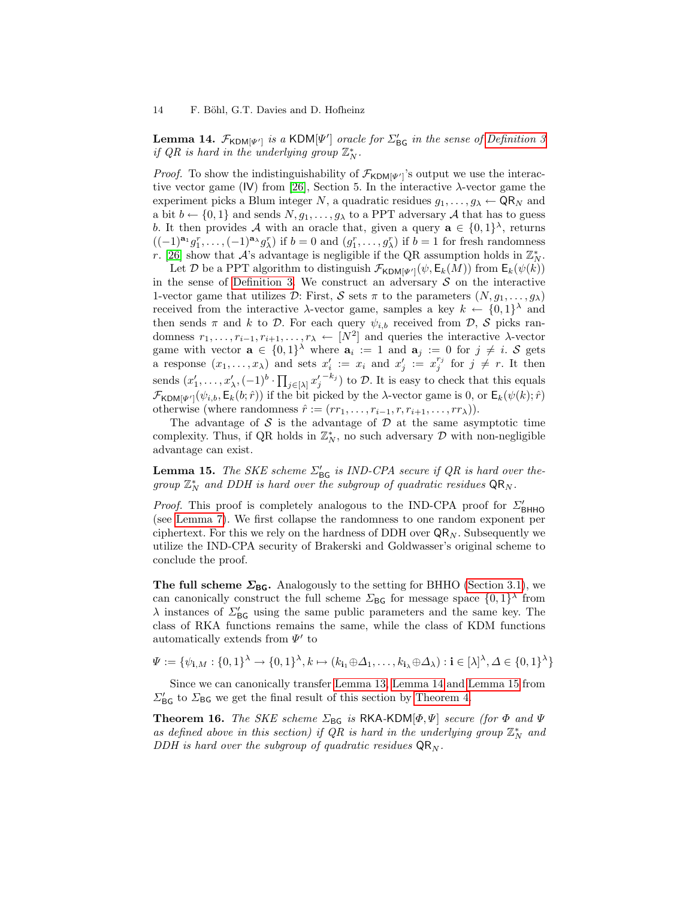**Lemma 14.** *$\mathcal{F}_{\mathsf{KDM}[\Psi']}$ is a $\mathsf{KDM}[\Psi']$ oracle for $\Sigma'_{\mathsf{BG}}$ in the sense of Definition 3 if QR is hard in the underlying group $\mathbb{Z}_N^*$.*

*Proof.* To show the indistinguishability of $\mathcal{F}_{\mathsf{KDM}[\Psi']}$'s output we use the interactive vector game (IV) from [26], Section 5. In the interactive $\lambda$-vector game the experiment picks a Blum integer $N$, a quadratic residues $g_1, \ldots, g_\lambda \leftarrow \mathsf{QR}_N$ and a bit $b \leftarrow \{0,1\}$ and sends $N, g_1, \ldots, g_\lambda$ to a PPT adversary $\mathcal{A}$ that has to guess $b$. It then provides $\mathcal{A}$ with an oracle that, given a query $\mathbf{a} \in \{0,1\}^\lambda$, returns $((-1)^{\mathbf{a}_1} g_1^r, \ldots, (-1)^{\mathbf{a}_\lambda} g_\lambda^r)$ if $b = 0$ and $(g_1^r, \ldots, g_\lambda^r)$ if $b = 1$ for fresh randomness $r$. [26] show that $\mathcal{A}$'s advantage is negligible if the QR assumption holds in $\mathbb{Z}_N^*$.

Let $\mathcal{D}$ be a PPT algorithm to distinguish $\mathcal{F}_{\mathsf{KDM}[\Psi']}(\psi, \mathsf{E}_k(M))$ from $\mathsf{E}_k(\psi(k))$ in the sense of Definition 3. We construct an adversary $\mathcal{S}$ on the interactive 1-vector game that utilizes $\mathcal{D}$: First, $\mathcal{S}$ sets $\pi$ to the parameters $(N, g_1, \ldots, g_\lambda)$ received from the interactive $\lambda$-vector game, samples a key $k \leftarrow \{0,1\}^\lambda$ and then sends $\pi$ and $k$ to $\mathcal{D}$. For each query $\psi_{i,b}$ received from $\mathcal{D}$, $\mathcal{S}$ picks randomness $r_1, \ldots, r_{i-1}, r_{i+1}, \ldots, r_\lambda \leftarrow [N^2]$ and queries the interactive $\lambda$-vector game with vector $\mathbf{a} \in \{0,1\}^\lambda$ where $\mathbf{a}_i := 1$ and $\mathbf{a}_j := 0$ for $j \neq i$. $\mathcal{S}$ gets a response $(x_1, \ldots, x_\lambda)$ and sets $x'_i := x_i$ and $x'_j := x_j^{r_j}$ for $j \neq r$. It then sends $(x'_1, \ldots, x'_\lambda, (-1)^b \cdot \prod_{j \in [\lambda]} {x'_j}^{-k_j})$ to $\mathcal{D}$. It is easy to check that this equals $\mathcal{F}_{\mathsf{KDM}[\Psi']}(\psi_{i,b}, \mathsf{E}_k(b; \hat{r}))$ if the bit picked by the $\lambda$-vector game is 0, or $\mathsf{E}_k(\psi(k); \hat{r})$ otherwise (where randomness $\hat{r} := (rr_1, \ldots, r_{i-1}, r, r_{i+1}, \ldots, rr_\lambda)$).

The advantage of $\mathcal{S}$ is the advantage of $\mathcal{D}$ at the same asymptotic time complexity. Thus, if QR holds in $\mathbb{Z}_N^*$, no such adversary $\mathcal{D}$ with non-negligible advantage can exist.

**Lemma 15.** *The SKE scheme $\Sigma'_{\mathsf{BG}}$ is IND-CPA secure if QR is hard over thegroup $\mathbb{Z}_N^*$ and DDH is hard over the subgroup of quadratic residues $\mathsf{QR}_N$.*

*Proof.* This proof is completely analogous to the IND-CPA proof for $\Sigma'_{\mathsf{BHHO}}$ (see Lemma 7). We first collapse the randomness to one random exponent per ciphertext. For this we rely on the hardness of DDH over $\mathsf{QR}_N$. Subsequently we utilize the IND-CPA security of Brakerski and Goldwasser's original scheme to conclude the proof.

**The full scheme $\Sigma_{\mathsf{BG}}$.** Analogously to the setting for BHHO (Section 3.1), we can canonically construct the full scheme $\Sigma_{\mathsf{BG}}$ for message space $\{0,1\}^\lambda$ from $\lambda$ instances of $\Sigma'_{\mathsf{BG}}$ using the same public parameters and the same key. The class of RKA functions remains the same, while the class of KDM functions automatically extends from $\Psi'$ to

$$\Psi := \{\psi_{\mathbf{i},M} : \{0,1\}^\lambda \to \{0,1\}^\lambda, k \mapsto (k_{\mathbf{i}_1} \oplus \Delta_1, \ldots, k_{\mathbf{i}_\lambda} \oplus \Delta_\lambda) : \mathbf{i} \in [\lambda]^\lambda, \Delta \in \{0,1\}^\lambda\}$$

Since we can canonically transfer Lemma 13, Lemma 14 and Lemma 15 from $\Sigma'_{\mathsf{BG}}$ to $\Sigma_{\mathsf{BG}}$ we get the final result of this section by Theorem 4.

**Theorem 16.** *The SKE scheme $\Sigma_{\mathsf{BG}}$ is $\mathsf{RKA}$-$\mathsf{KDM}[\Phi, \Psi]$ secure (for $\Phi$ and $\Psi$ as defined above in this section) if QR is hard in the underlying group $\mathbb{Z}_N^*$ and DDH is hard over the subgroup of quadratic residues $\mathsf{QR}_N$.*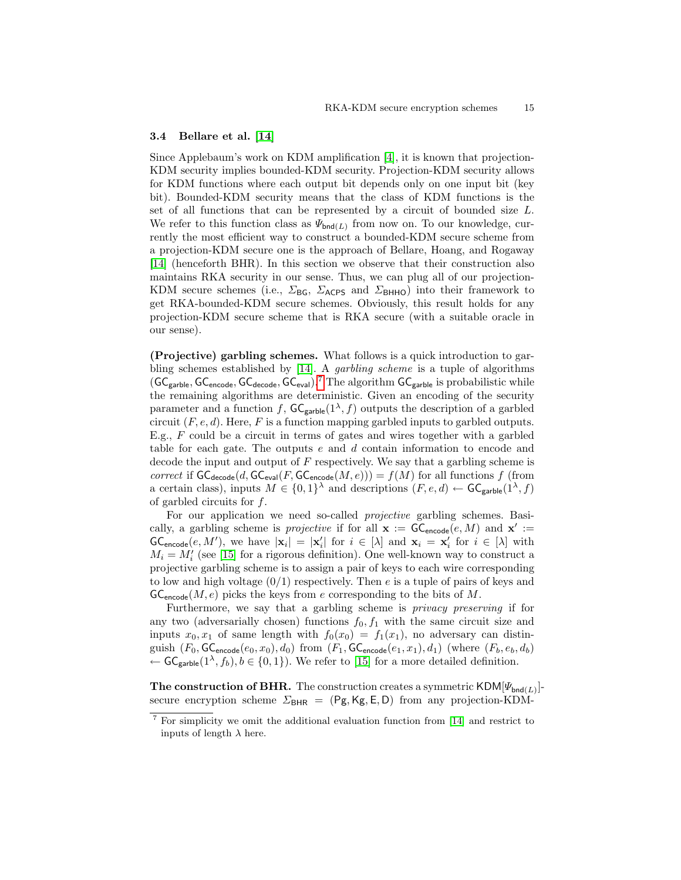### 3.4 Bellare et al. [14]

Since Applebaum's work on KDM amplification [4], it is known that projection-KDM security implies bounded-KDM security. Projection-KDM security allows for KDM functions where each output bit depends only on one input bit (key bit). Bounded-KDM security means that the class of KDM functions is the set of all functions that can be represented by a circuit of bounded size $L$. We refer to this function class as $\Psi_{\mathsf{bnd}(L)}$ from now on. To our knowledge, currently the most efficient way to construct a bounded-KDM secure scheme from a projection-KDM secure one is the approach of Bellare, Hoang, and Rogaway [14] (henceforth BHR). In this section we observe that their construction also maintains RKA security in our sense. Thus, we can plug all of our projection-KDM secure schemes (i.e., $\Sigma_{\mathsf{BG}}$, $\Sigma_{\mathsf{ACPS}}$ and $\Sigma_{\mathsf{BHHO}}$) into their framework to get RKA-bounded-KDM secure schemes. Obviously, this result holds for any projection-KDM secure scheme that is RKA secure (with a suitable oracle in our sense).

**(Projective) garbling schemes.** What follows is a quick introduction to garbling schemes established by [14]. A *garbling scheme* is a tuple of algorithms $(\mathsf{GC}_{\mathsf{garble}}, \mathsf{GC}_{\mathsf{encode}}, \mathsf{GC}_{\mathsf{decode}}, \mathsf{GC}_{\mathsf{eval}})$.[7] The algorithm $\mathsf{GC}_{\mathsf{garble}}$ is probabilistic while the remaining algorithms are deterministic. Given an encoding of the security parameter and a function $f$, $\mathsf{GC}_{\mathsf{garble}}(1^\lambda, f)$ outputs the description of a garbled circuit $(F, e, d)$. Here, $F$ is a function mapping garbled inputs to garbled outputs. E.g., $F$ could be a circuit in terms of gates and wires together with a garbled table for each gate. The outputs $e$ and $d$ contain information to encode and decode the input and output of $F$ respectively. We say that a garbling scheme is *correct* if $\mathsf{GC}_{\mathsf{decode}}(d, \mathsf{GC}_{\mathsf{eval}}(F, \mathsf{GC}_{\mathsf{encode}}(M, e))) = f(M)$ for all functions $f$ (from a certain class), inputs $M \in \{0,1\}^\lambda$ and descriptions $(F, e, d) \leftarrow \mathsf{GC}_{\mathsf{garble}}(1^\lambda, f)$ of garbled circuits for $f$.

For our application we need so-called *projective* garbling schemes. Basically, a garbling scheme is *projective* if for all $\mathbf{x} := \mathsf{GC}_{\mathsf{encode}}(e, M)$ and $\mathbf{x}' := \mathsf{GC}_{\mathsf{encode}}(e, M')$, we have $|\mathbf{x}_i| = |\mathbf{x}'_i|$ for $i \in [\lambda]$ and $\mathbf{x}_i = \mathbf{x}'_i$ for $i \in [\lambda]$ with $M_i = M'_i$ (see [15] for a rigorous definition). One well-known way to construct a projective garbling scheme is to assign a pair of keys to each wire corresponding to low and high voltage (0/1) respectively. Then $e$ is a tuple of pairs of keys and $\mathsf{GC}_{\mathsf{encode}}(M, e)$ picks the keys from $e$ corresponding to the bits of $M$.

Furthermore, we say that a garbling scheme is *privacy preserving* if for any two (adversarially chosen) functions $f_0, f_1$ with the same circuit size and inputs $x_0, x_1$ of same length with $f_0(x_0) = f_1(x_1)$, no adversary can distinguish $(F_0, \mathsf{GC}_{\mathsf{encode}}(e_0, x_0), d_0)$ from $(F_1, \mathsf{GC}_{\mathsf{encode}}(e_1, x_1), d_1)$ (where $(F_b, e_b, d_b) \leftarrow \mathsf{GC}_{\mathsf{garble}}(1^\lambda, f_b), b \in \{0,1\}$). We refer to [15] for a more detailed definition.

**The construction of BHR.** The construction creates a symmetric $\mathsf{KDM}[\Psi_{\mathsf{bnd}(L)}]$-secure encryption scheme $\Sigma_{\mathsf{BHR}} = (\mathsf{Pg}, \mathsf{Kg}, \mathsf{E}, \mathsf{D})$ from any projection-KDM-

[7] For simplicity we omit the additional evaluation function from [14] and restrict to inputs of length $\lambda$ here.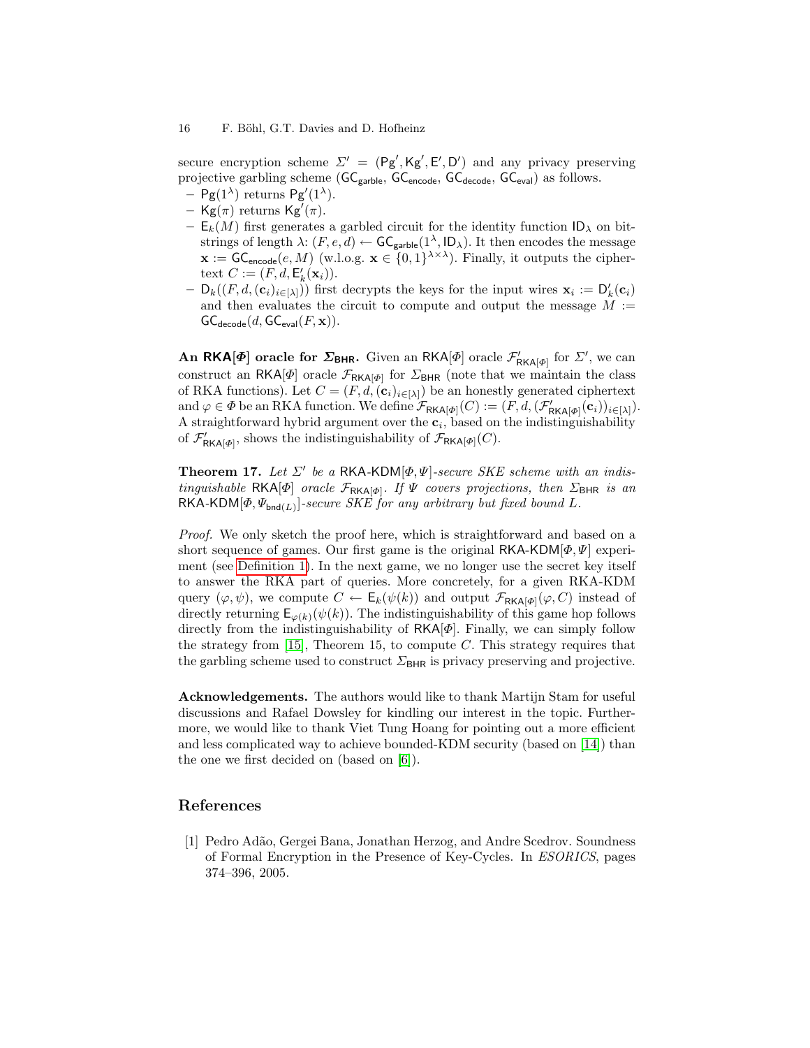secure encryption scheme $\Sigma' = (\mathsf{Pg}', \mathsf{Kg}', \mathsf{E}', \mathsf{D}')$ and any privacy preserving projective garbling scheme ($\mathsf{GC}_{\mathsf{garble}}$, $\mathsf{GC}_{\mathsf{encode}}$, $\mathsf{GC}_{\mathsf{decode}}$, $\mathsf{GC}_{\mathsf{eval}}$) as follows.

- $\mathsf{Pg}(1^\lambda)$ returns $\mathsf{Pg}'(1^\lambda)$.
- $\mathsf{Kg}(\pi)$ returns $\mathsf{Kg}'(\pi)$.
- $\mathsf{E}_k(M)$ first generates a garbled circuit for the identity function $\mathsf{ID}_\lambda$ on bitstrings of length $\lambda$: $(F, e, d) \leftarrow \mathsf{GC}_{\mathsf{garble}}(1^\lambda, \mathsf{ID}_\lambda)$. It then encodes the message $\mathbf{x} := \mathsf{GC}_{\mathsf{encode}}(e, M)$ (w.l.o.g. $\mathbf{x} \in \{0,1\}^{\lambda \times \lambda}$). Finally, it outputs the ciphertext $C := (F, d, \mathsf{E}'_k(\mathbf{x}_i))$.
- $\mathsf{D}_k((F, d, (\mathbf{c}_i)_{i \in [\lambda]}))$ first decrypts the keys for the input wires $\mathbf{x}_i := \mathsf{D}'_k(\mathbf{c}_i)$ and then evaluates the circuit to compute and output the message $M := \mathsf{GC}_{\mathsf{decode}}(d, \mathsf{GC}_{\mathsf{eval}}(F, \mathbf{x}))$.

**An $\mathsf{RKA}[\Phi]$ oracle for $\Sigma_{\mathsf{BHR}}$.** Given an $\mathsf{RKA}[\Phi]$ oracle $\mathcal{F}'_{\mathsf{RKA}[\Phi]}$ for $\Sigma'$, we can construct an $\mathsf{RKA}[\Phi]$ oracle $\mathcal{F}_{\mathsf{RKA}[\Phi]}$ for $\Sigma_{\mathsf{BHR}}$ (note that we maintain the class of RKA functions). Let $C = (F, d, (\mathbf{c}_i)_{i \in [\lambda]})$ be an honestly generated ciphertext and $\varphi \in \Phi$ be an RKA function. We define $\mathcal{F}_{\mathsf{RKA}[\Phi]}(C) := (F, d, (\mathcal{F}'_{\mathsf{RKA}[\Phi]}(\mathbf{c}_i))_{i \in [\lambda]})$. A straightforward hybrid argument over the $\mathbf{c}_i$, based on the indistinguishability of $\mathcal{F}'_{\mathsf{RKA}[\Phi]}$, shows the indistinguishability of $\mathcal{F}_{\mathsf{RKA}[\Phi]}(C)$.

**Theorem 17.** *Let $\Sigma'$ be a $\mathsf{RKA}$-$\mathsf{KDM}[\Phi, \Psi]$-secure SKE scheme with an indistinguishable $\mathsf{RKA}[\Phi]$ oracle $\mathcal{F}_{\mathsf{RKA}[\Phi]}$. If $\Psi$ covers projections, then $\Sigma_{\mathsf{BHR}}$ is an $\mathsf{RKA}$-$\mathsf{KDM}[\Phi, \Psi_{\mathsf{bnd}(L)}]$-secure SKE for any arbitrary but fixed bound $L$.*

*Proof.* We only sketch the proof here, which is straightforward and based on a short sequence of games. Our first game is the original $\mathsf{RKA}$-$\mathsf{KDM}[\Phi, \Psi]$ experiment (see Definition 1). In the next game, we no longer use the secret key itself to answer the RKA part of queries. More concretely, for a given RKA-KDM query $(\varphi, \psi)$, we compute $C \leftarrow \mathsf{E}_k(\psi(k))$ and output $\mathcal{F}_{\mathsf{RKA}[\Phi]}(\varphi, C)$ instead of directly returning $\mathsf{E}_{\varphi(k)}(\psi(k))$. The indistinguishability of this game hop follows directly from the indistinguishability of $\mathsf{RKA}[\Phi]$. Finally, we can simply follow the strategy from [15], Theorem 15, to compute $C$. This strategy requires that the garbling scheme used to construct $\Sigma_{\mathsf{BHR}}$ is privacy preserving and projective.

**Acknowledgements.** The authors would like to thank Martijn Stam for useful discussions and Rafael Dowsley for kindling our interest in the topic. Furthermore, we would like to thank Viet Tung Hoang for pointing out a more efficient and less complicated way to achieve bounded-KDM security (based on [14]) than the one we first decided on (based on [6]).

## References

[1] Pedro Adão, Gergei Bana, Jonathan Herzog, and Andre Scedrov. Soundness of Formal Encryption in the Presence of Key-Cycles. In *ESORICS*, pages 374–396, 2005.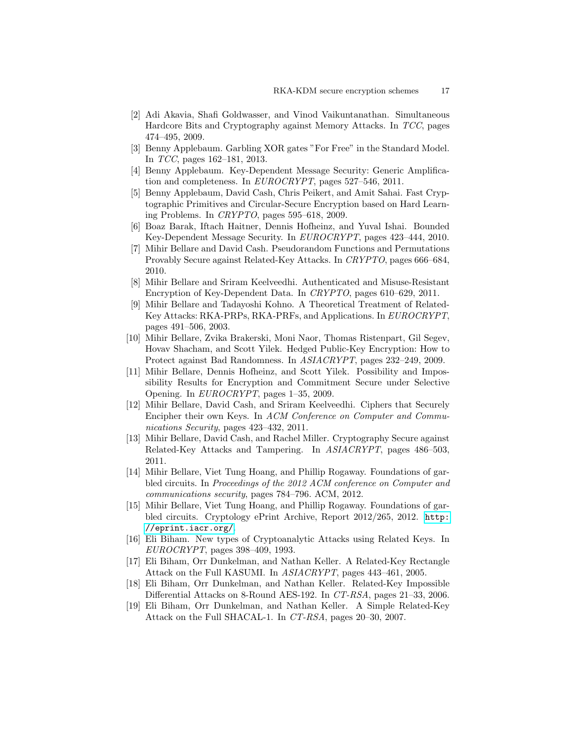[2] Adi Akavia, Shafi Goldwasser, and Vinod Vaikuntanathan. Simultaneous Hardcore Bits and Cryptography against Memory Attacks. In *TCC*, pages 474–495, 2009.

[3] Benny Applebaum. Garbling XOR gates "For Free" in the Standard Model. In *TCC*, pages 162–181, 2013.

[4] Benny Applebaum. Key-Dependent Message Security: Generic Amplification and completeness. In *EUROCRYPT*, pages 527–546, 2011.

[5] Benny Applebaum, David Cash, Chris Peikert, and Amit Sahai. Fast Cryptographic Primitives and Circular-Secure Encryption based on Hard Learning Problems. In *CRYPTO*, pages 595–618, 2009.

[6] Boaz Barak, Iftach Haitner, Dennis Hofheinz, and Yuval Ishai. Bounded Key-Dependent Message Security. In *EUROCRYPT*, pages 423–444, 2010.

[7] Mihir Bellare and David Cash. Pseudorandom Functions and Permutations Provably Secure against Related-Key Attacks. In *CRYPTO*, pages 666–684, 2010.

[8] Mihir Bellare and Sriram Keelveedhi. Authenticated and Misuse-Resistant Encryption of Key-Dependent Data. In *CRYPTO*, pages 610–629, 2011.

[9] Mihir Bellare and Tadayoshi Kohno. A Theoretical Treatment of Related-Key Attacks: RKA-PRPs, RKA-PRFs, and Applications. In *EUROCRYPT*, pages 491–506, 2003.

[10] Mihir Bellare, Zvika Brakerski, Moni Naor, Thomas Ristenpart, Gil Segev, Hovav Shacham, and Scott Yilek. Hedged Public-Key Encryption: How to Protect against Bad Randomness. In *ASIACRYPT*, pages 232–249, 2009.

[11] Mihir Bellare, Dennis Hofheinz, and Scott Yilek. Possibility and Impossibility Results for Encryption and Commitment Secure under Selective Opening. In *EUROCRYPT*, pages 1–35, 2009.

[12] Mihir Bellare, David Cash, and Sriram Keelveedhi. Ciphers that Securely Encipher their own Keys. In *ACM Conference on Computer and Communications Security*, pages 423–432, 2011.

[13] Mihir Bellare, David Cash, and Rachel Miller. Cryptography Secure against Related-Key Attacks and Tampering. In *ASIACRYPT*, pages 486–503, 2011.

[14] Mihir Bellare, Viet Tung Hoang, and Phillip Rogaway. Foundations of garbled circuits. In *Proceedings of the 2012 ACM conference on Computer and communications security*, pages 784–796. ACM, 2012.

[15] Mihir Bellare, Viet Tung Hoang, and Phillip Rogaway. Foundations of garbled circuits. Cryptology ePrint Archive, Report 2012/265, 2012. `http://eprint.iacr.org/`.

[16] Eli Biham. New types of Cryptoanalytic Attacks using Related Keys. In *EUROCRYPT*, pages 398–409, 1993.

[17] Eli Biham, Orr Dunkelman, and Nathan Keller. A Related-Key Rectangle Attack on the Full KASUMI. In *ASIACRYPT*, pages 443–461, 2005.

[18] Eli Biham, Orr Dunkelman, and Nathan Keller. Related-Key Impossible Differential Attacks on 8-Round AES-192. In *CT-RSA*, pages 21–33, 2006.

[19] Eli Biham, Orr Dunkelman, and Nathan Keller. A Simple Related-Key Attack on the Full SHACAL-1. In *CT-RSA*, pages 20–30, 2007.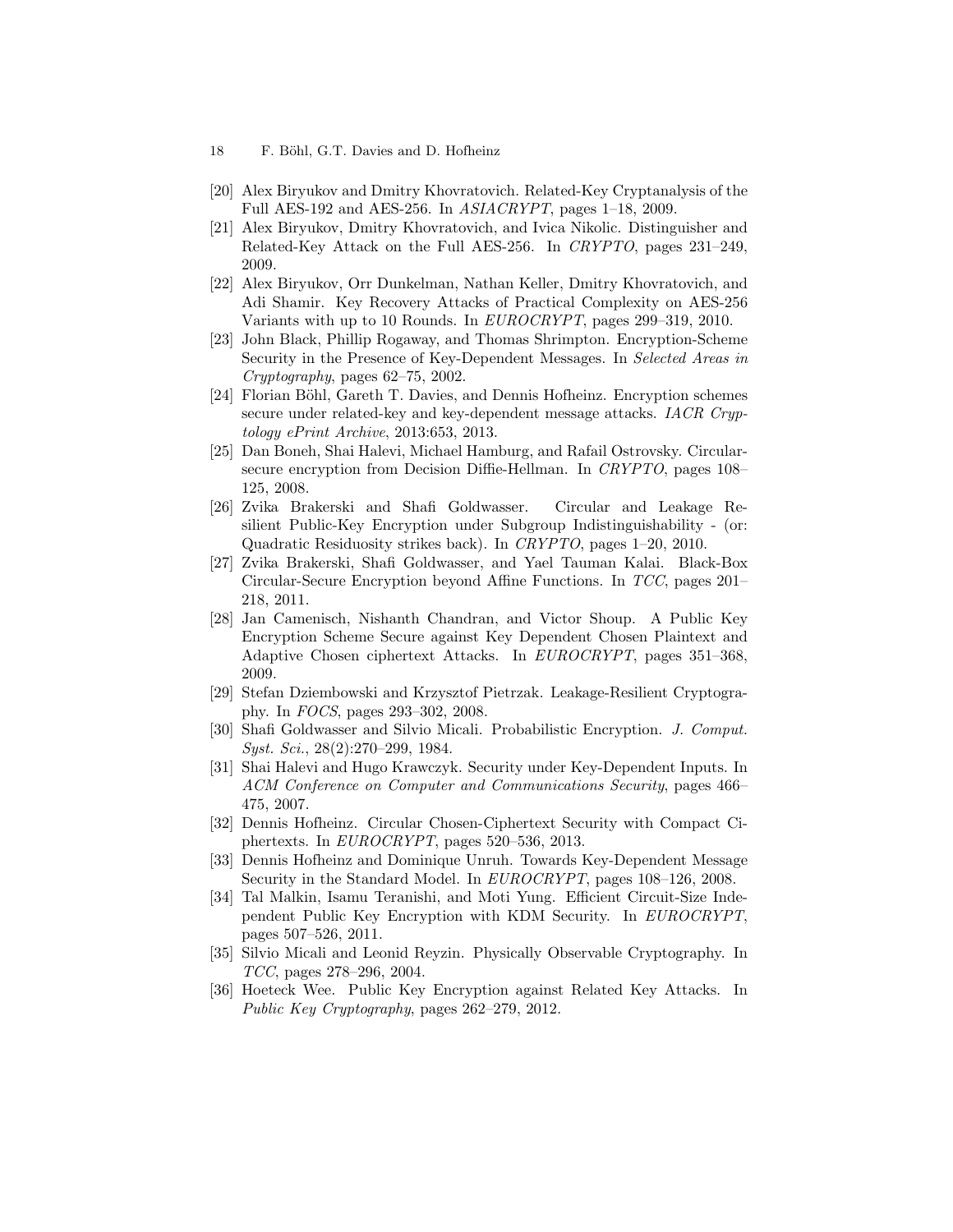[20] Alex Biryukov and Dmitry Khovratovich. Related-Key Cryptanalysis of the Full AES-192 and AES-256. In *ASIACRYPT*, pages 1–18, 2009.

[21] Alex Biryukov, Dmitry Khovratovich, and Ivica Nikolic. Distinguisher and Related-Key Attack on the Full AES-256. In *CRYPTO*, pages 231–249, 2009.

[22] Alex Biryukov, Orr Dunkelman, Nathan Keller, Dmitry Khovratovich, and Adi Shamir. Key Recovery Attacks of Practical Complexity on AES-256 Variants with up to 10 Rounds. In *EUROCRYPT*, pages 299–319, 2010.

[23] John Black, Phillip Rogaway, and Thomas Shrimpton. Encryption-Scheme Security in the Presence of Key-Dependent Messages. In *Selected Areas in Cryptography*, pages 62–75, 2002.

[24] Florian Böhl, Gareth T. Davies, and Dennis Hofheinz. Encryption schemes secure under related-key and key-dependent message attacks. *IACR Cryptology ePrint Archive*, 2013:653, 2013.

[25] Dan Boneh, Shai Halevi, Michael Hamburg, and Rafail Ostrovsky. Circular-secure encryption from Decision Diffie-Hellman. In *CRYPTO*, pages 108–125, 2008.

[26] Zvika Brakerski and Shafi Goldwasser. Circular and Leakage Resilient Public-Key Encryption under Subgroup Indistinguishability - (or: Quadratic Residuosity strikes back). In *CRYPTO*, pages 1–20, 2010.

[27] Zvika Brakerski, Shafi Goldwasser, and Yael Tauman Kalai. Black-Box Circular-Secure Encryption beyond Affine Functions. In *TCC*, pages 201–218, 2011.

[28] Jan Camenisch, Nishanth Chandran, and Victor Shoup. A Public Key Encryption Scheme Secure against Key Dependent Chosen Plaintext and Adaptive Chosen ciphertext Attacks. In *EUROCRYPT*, pages 351–368, 2009.

[29] Stefan Dziembowski and Krzysztof Pietrzak. Leakage-Resilient Cryptography. In *FOCS*, pages 293–302, 2008.

[30] Shafi Goldwasser and Silvio Micali. Probabilistic Encryption. *J. Comput. Syst. Sci.*, 28(2):270–299, 1984.

[31] Shai Halevi and Hugo Krawczyk. Security under Key-Dependent Inputs. In *ACM Conference on Computer and Communications Security*, pages 466–475, 2007.

[32] Dennis Hofheinz. Circular Chosen-Ciphertext Security with Compact Ciphertexts. In *EUROCRYPT*, pages 520–536, 2013.

[33] Dennis Hofheinz and Dominique Unruh. Towards Key-Dependent Message Security in the Standard Model. In *EUROCRYPT*, pages 108–126, 2008.

[34] Tal Malkin, Isamu Teranishi, and Moti Yung. Efficient Circuit-Size Independent Public Key Encryption with KDM Security. In *EUROCRYPT*, pages 507–526, 2011.

[35] Silvio Micali and Leonid Reyzin. Physically Observable Cryptography. In *TCC*, pages 278–296, 2004.

[36] Hoeteck Wee. Public Key Encryption against Related Key Attacks. In *Public Key Cryptography*, pages 262–279, 2012.